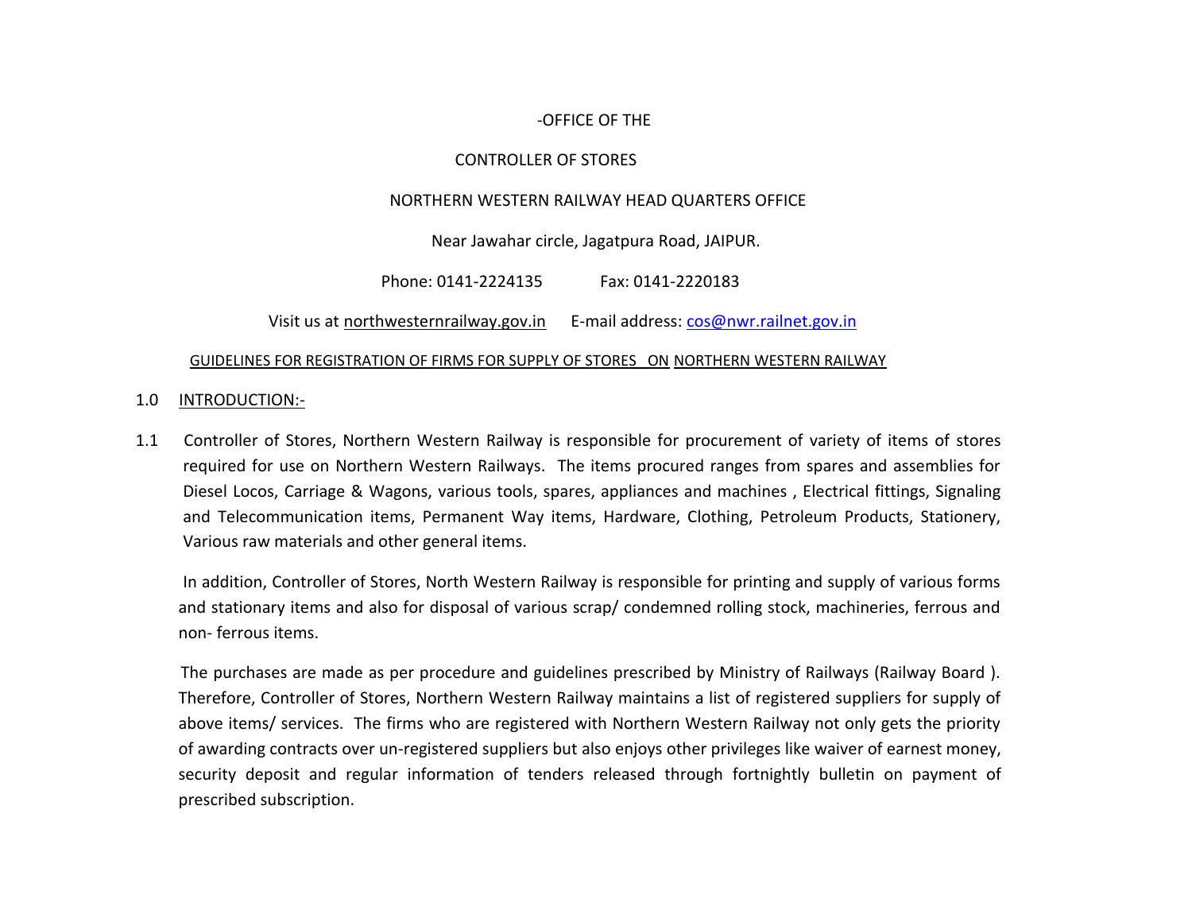-OFFICE OF THE

CONTROLLER OF STORES

NORTHERN WESTERN RAILWAY HEAD QUARTERS OFFICE

Near Jawahar circle, Jagatpura Road, JAIPUR.

Phone: 0141-2224135 Fax: 0141-2220183

Visit us at northwesternrailway.gov.in E-mail address: cos@nwr.railnet.gov.in

## GUIDELINES FOR REGISTRATION OF FIRMS FOR SUPPLY OF STORES ON NORTHERN WESTERN RAILWAY

### 1.0 INTRODUCTION:-

1.1 Controller of Stores, Northern Western Railway is responsible for procurement of variety of items of stores required for use on Northern Western Railways. The items procured ranges from spares and assemblies for Diesel Locos, Carriage & Wagons, various tools, spares, appliances and machines , Electrical fittings, Signaling and Telecommunication items, Permanent Way items, Hardware, Clothing, Petroleum Products, Stationery, Various raw materials and other general items.

In addition, Controller of Stores, North Western Railway is responsible for printing and supply of various forms and stationary items and also for disposal of various scrap/ condemned rolling stock, machineries, ferrous and non- ferrous items.

The purchases are made as per procedure and guidelines prescribed by Ministry of Railways (Railway Board ). Therefore, Controller of Stores, Northern Western Railway maintains a list of registered suppliers for supply of above items/ services. The firms who are registered with Northern Western Railway not only gets the priority of awarding contracts over un-registered suppliers but also enjoys other privileges like waiver of earnest money, security deposit and regular information of tenders released through fortnightly bulletin on payment of prescribed subscription.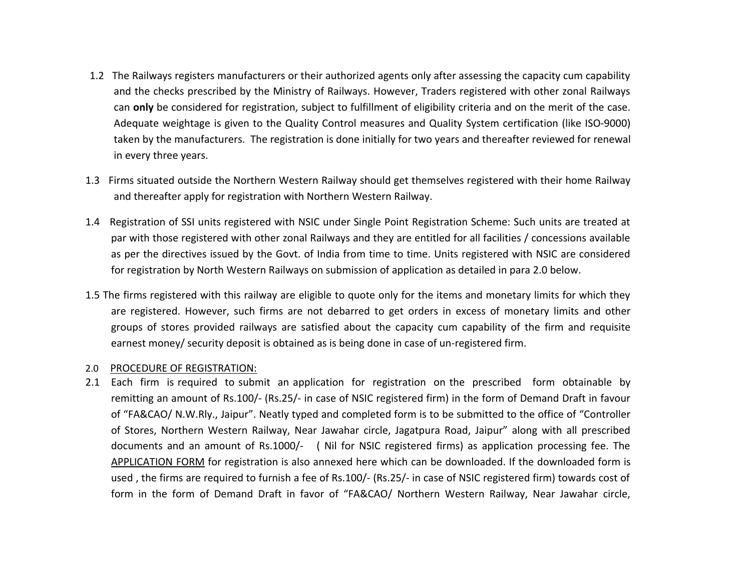1.2 The Railways registers manufacturers or their authorized agents only after assessing the capacity cum capability and the checks prescribed by the Ministry of Railways. However, Traders registered with other zonal Railways can **only** be considered for registration, subject to fulfillment of eligibility criteria and on the merit of the case. Adequate weightage is given to the Quality Control measures and Quality System certification (like ISO-9000) taken by the manufacturers. The registration is done initially for two years and thereafter reviewed for renewal in every three years.

1.3 Firms situated outside the Northern Western Railway should get themselves registered with their home Railway and thereafter apply for registration with Northern Western Railway.

1.4 Registration of SSI units registered with NSIC under Single Point Registration Scheme: Such units are treated at par with those registered with other zonal Railways and they are entitled for all facilities / concessions available as per the directives issued by the Govt. of India from time to time. Units registered with NSIC are considered for registration by North Western Railways on submission of application as detailed in para 2.0 below.

1.5 The firms registered with this railway are eligible to quote only for the items and monetary limits for which they are registered. However, such firms are not debarred to get orders in excess of monetary limits and other groups of stores provided railways are satisfied about the capacity cum capability of the firm and requisite earnest money/ security deposit is obtained as is being done in case of un-registered firm.

2.0 PROCEDURE OF REGISTRATION:

2.1 Each firm is required to submit an application for registration on the prescribed form obtainable by remitting an amount of Rs.100/- (Rs.25/- in case of NSIC registered firm) in the form of Demand Draft in favour of "FA&CAO/ N.W.Rly., Jaipur". Neatly typed and completed form is to be submitted to the office of "Controller of Stores, Northern Western Railway, Near Jawahar circle, Jagatpura Road, Jaipur" along with all prescribed documents and an amount of Rs.1000/- ( Nil for NSIC registered firms) as application processing fee. The APPLICATION FORM for registration is also annexed here which can be downloaded. If the downloaded form is used , the firms are required to furnish a fee of Rs.100/- (Rs.25/- in case of NSIC registered firm) towards cost of form in the form of Demand Draft in favor of "FA&CAO/ Northern Western Railway, Near Jawahar circle,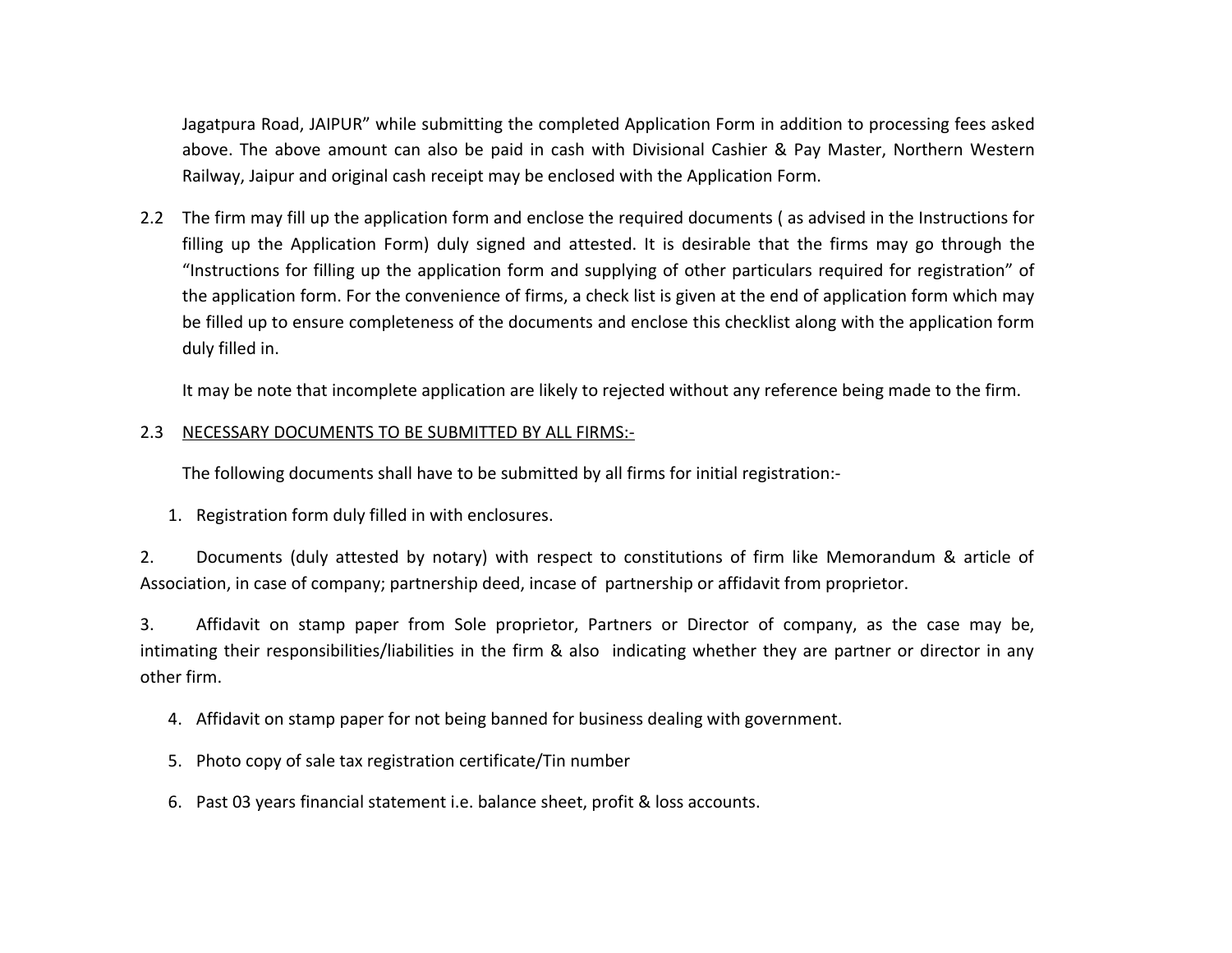Jagatpura Road, JAIPUR" while submitting the completed Application Form in addition to processing fees asked above. The above amount can also be paid in cash with Divisional Cashier & Pay Master, Northern Western Railway, Jaipur and original cash receipt may be enclosed with the Application Form.

2.2 The firm may fill up the application form and enclose the required documents ( as advised in the Instructions for filling up the Application Form) duly signed and attested. It is desirable that the firms may go through the "Instructions for filling up the application form and supplying of other particulars required for registration" of the application form. For the convenience of firms, a check list is given at the end of application form which may be filled up to ensure completeness of the documents and enclose this checklist along with the application form duly filled in.

It may be note that incomplete application are likely to rejected without any reference being made to the firm.

2.3 <u>NECESSARY DOCUMENTS TO BE SUBMITTED BY ALL FIRMS:-</u>

The following documents shall have to be submitted by all firms for initial registration:-

1. Registration form duly filled in with enclosures.

2. Documents (duly attested by notary) with respect to constitutions of firm like Memorandum & article of Association, in case of company; partnership deed, incase of partnership or affidavit from proprietor.

3. Affidavit on stamp paper from Sole proprietor, Partners or Director of company, as the case may be, intimating their responsibilities/liabilities in the firm & also indicating whether they are partner or director in any other firm.

4. Affidavit on stamp paper for not being banned for business dealing with government.

5. Photo copy of sale tax registration certificate/Tin number

6. Past 03 years financial statement i.e. balance sheet, profit & loss accounts.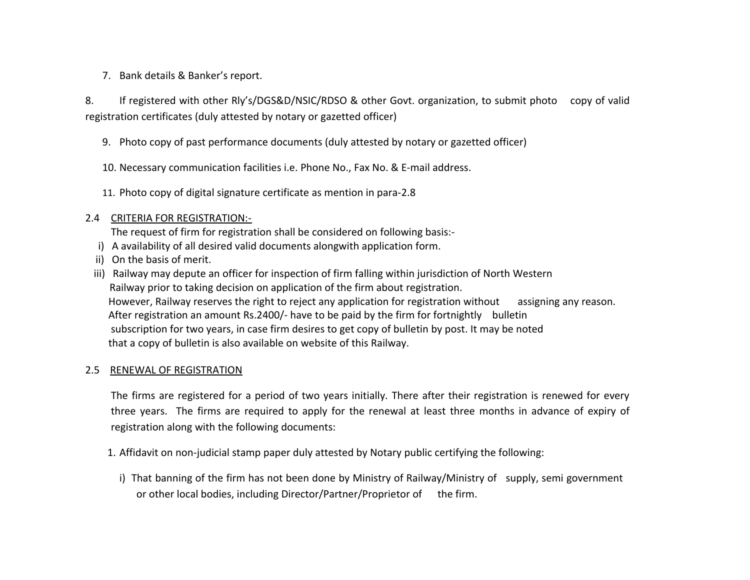7. Bank details & Banker's report.

8. If registered with other Rly's/DGS&D/NSIC/RDSO & other Govt. organization, to submit photo copy of valid registration certificates (duly attested by notary or gazetted officer)

9. Photo copy of past performance documents (duly attested by notary or gazetted officer)

10. Necessary communication facilities i.e. Phone No., Fax No. & E-mail address.

11. Photo copy of digital signature certificate as mention in para-2.8

2.4 CRITERIA FOR REGISTRATION:-

The request of firm for registration shall be considered on following basis:-

i) A availability of all desired valid documents alongwith application form.

ii) On the basis of merit.

iii) Railway may depute an officer for inspection of firm falling within jurisdiction of North Western Railway prior to taking decision on application of the firm about registration.

However, Railway reserves the right to reject any application for registration without assigning any reason. After registration an amount Rs.2400/- have to be paid by the firm for fortnightly bulletin subscription for two years, in case firm desires to get copy of bulletin by post. It may be noted that a copy of bulletin is also available on website of this Railway.

2.5 RENEWAL OF REGISTRATION

The firms are registered for a period of two years initially. There after their registration is renewed for every three years. The firms are required to apply for the renewal at least three months in advance of expiry of registration along with the following documents:

1. Affidavit on non-judicial stamp paper duly attested by Notary public certifying the following:

   i) That banning of the firm has not been done by Ministry of Railway/Ministry of supply, semi government or other local bodies, including Director/Partner/Proprietor of the firm.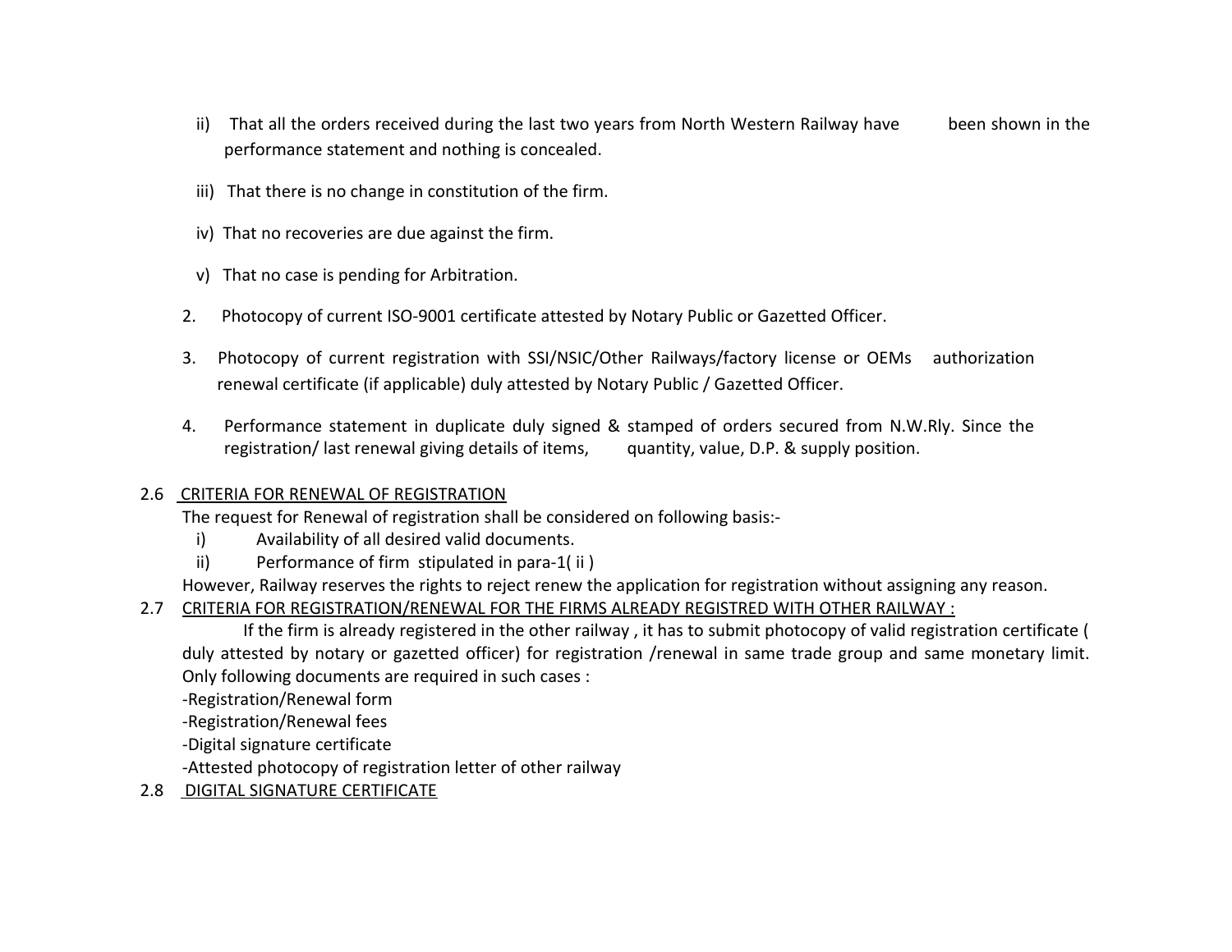ii) That all the orders received during the last two years from North Western Railway have been shown in the performance statement and nothing is concealed.

iii) That there is no change in constitution of the firm.

iv) That no recoveries are due against the firm.

v) That no case is pending for Arbitration.

2. Photocopy of current ISO-9001 certificate attested by Notary Public or Gazetted Officer.

3. Photocopy of current registration with SSI/NSIC/Other Railways/factory license or OEMs authorization renewal certificate (if applicable) duly attested by Notary Public / Gazetted Officer.

4. Performance statement in duplicate duly signed & stamped of orders secured from N.W.Rly. Since the registration/ last renewal giving details of items, quantity, value, D.P. & supply position.

2.6 <u>CRITERIA FOR RENEWAL OF REGISTRATION</u>

The request for Renewal of registration shall be considered on following basis:-

i) Availability of all desired valid documents.

ii) Performance of firm stipulated in para-1( ii )

However, Railway reserves the rights to reject renew the application for registration without assigning any reason.

2.7 <u>CRITERIA FOR REGISTRATION/RENEWAL FOR THE FIRMS ALREADY REGISTRED WITH OTHER RAILWAY :</u>

If the firm is already registered in the other railway , it has to submit photocopy of valid registration certificate ( duly attested by notary or gazetted officer) for registration /renewal in same trade group and same monetary limit. Only following documents are required in such cases :

-Registration/Renewal form

-Registration/Renewal fees

-Digital signature certificate

-Attested photocopy of registration letter of other railway

2.8 <u>DIGITAL SIGNATURE CERTIFICATE</u>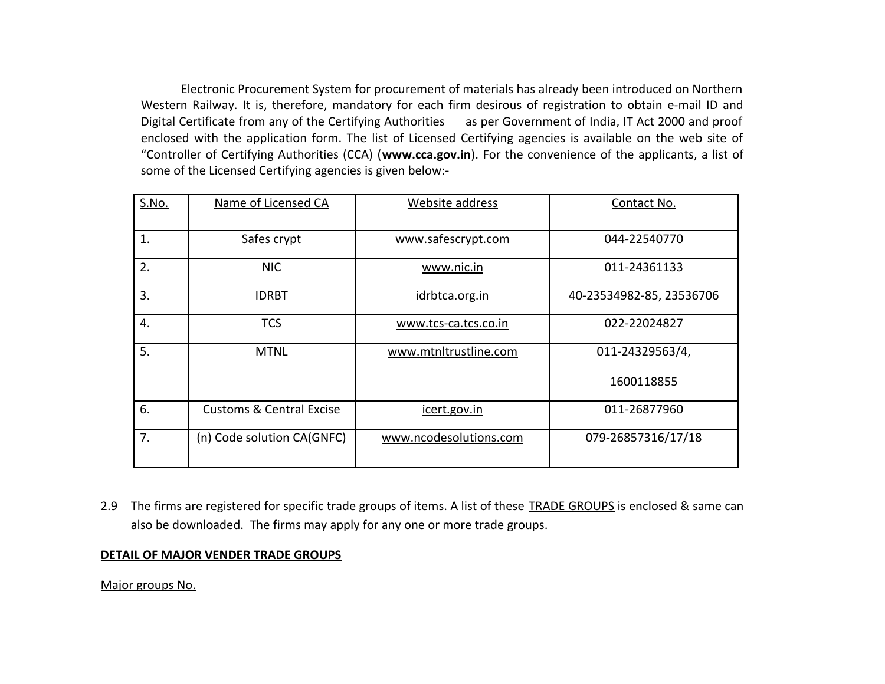Electronic Procurement System for procurement of materials has already been introduced on Northern Western Railway. It is, therefore, mandatory for each firm desirous of registration to obtain e-mail ID and Digital Certificate from any of the Certifying Authorities as per Government of India, IT Act 2000 and proof enclosed with the application form. The list of Licensed Certifying agencies is available on the web site of "Controller of Certifying Authorities (CCA) (**www.cca.gov.in**). For the convenience of the applicants, a list of some of the Licensed Certifying agencies is given below:-

| S.No. | Name of Licensed CA | Website address | Contact No. |
|---|---|---|---|
| 1. | Safes crypt | www.safescrypt.com | 044-22540770 |
| 2. | NIC | www.nic.in | 011-24361133 |
| 3. | IDRBT | idrbtca.org.in | 40-23534982-85, 23536706 |
| 4. | TCS | www.tcs-ca.tcs.co.in | 022-22024827 |
| 5. | MTNL | www.mtnltrustline.com | 011-24329563/4, 1600118855 |
| 6. | Customs & Central Excise | icert.gov.in | 011-26877960 |
| 7. | (n) Code solution CA(GNFC) | www.ncodesolutions.com | 079-26857316/17/18 |

2.9 The firms are registered for specific trade groups of items. A list of these TRADE GROUPS is enclosed & same can also be downloaded. The firms may apply for any one or more trade groups.

**DETAIL OF MAJOR VENDER TRADE GROUPS**

Major groups No.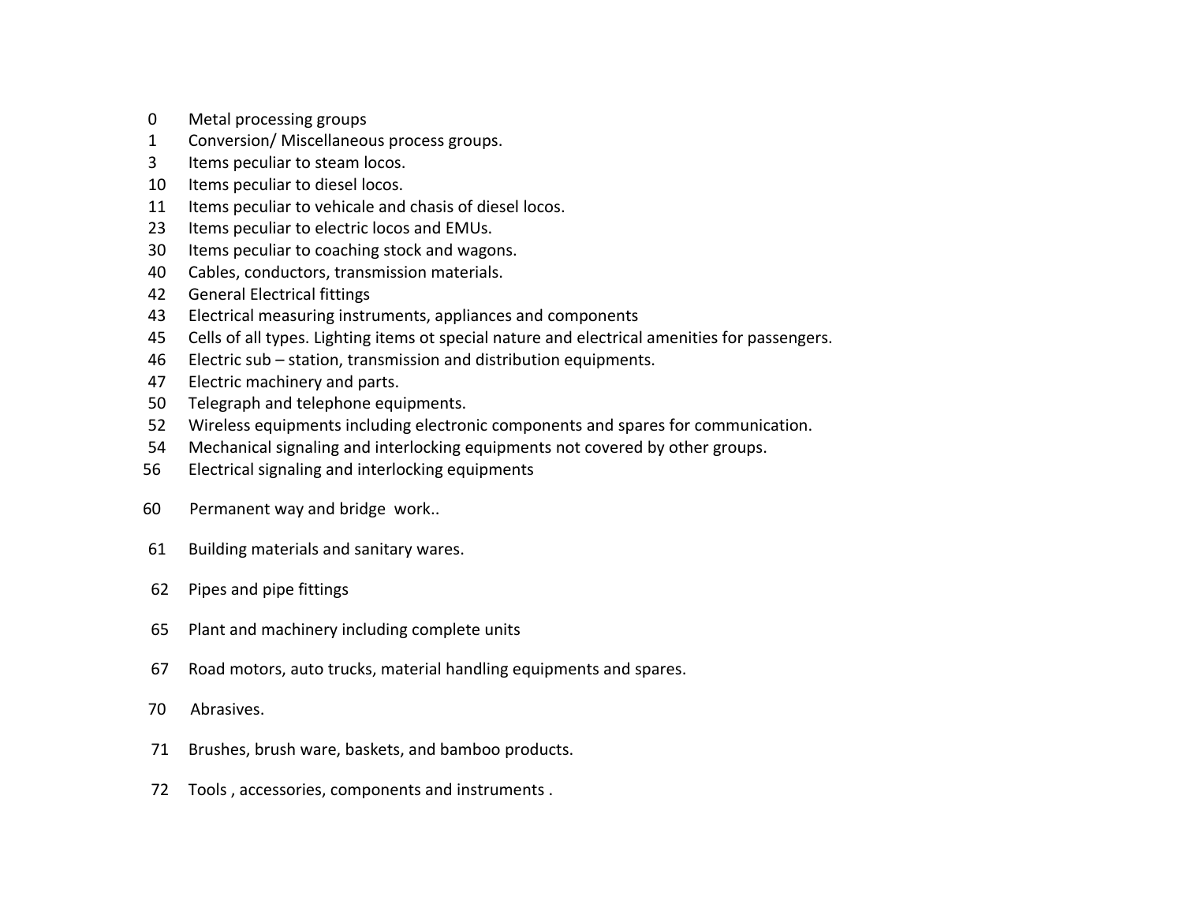| | |
|---|---|
| 0 | Metal processing groups |
| 1 | Conversion/ Miscellaneous process groups. |
| 3 | Items peculiar to steam locos. |
| 10 | Items peculiar to diesel locos. |
| 11 | Items peculiar to vehicale and chasis of diesel locos. |
| 23 | Items peculiar to electric locos and EMUs. |
| 30 | Items peculiar to coaching stock and wagons. |
| 40 | Cables, conductors, transmission materials. |
| 42 | General Electrical fittings |
| 43 | Electrical measuring instruments, appliances and components |
| 45 | Cells of all types. Lighting items ot special nature and electrical amenities for passengers. |
| 46 | Electric sub – station, transmission and distribution equipments. |
| 47 | Electric machinery and parts. |
| 50 | Telegraph and telephone equipments. |
| 52 | Wireless equipments including electronic components and spares for communication. |
| 54 | Mechanical signaling and interlocking equipments not covered by other groups. |
| 56 | Electrical signaling and interlocking equipments |
| 60 | Permanent way and bridge work.. |
| 61 | Building materials and sanitary wares. |
| 62 | Pipes and pipe fittings |
| 65 | Plant and machinery including complete units |
| 67 | Road motors, auto trucks, material handling equipments and spares. |
| 70 | Abrasives. |
| 71 | Brushes, brush ware, baskets, and bamboo products. |
| 72 | Tools , accessories, components and instruments . |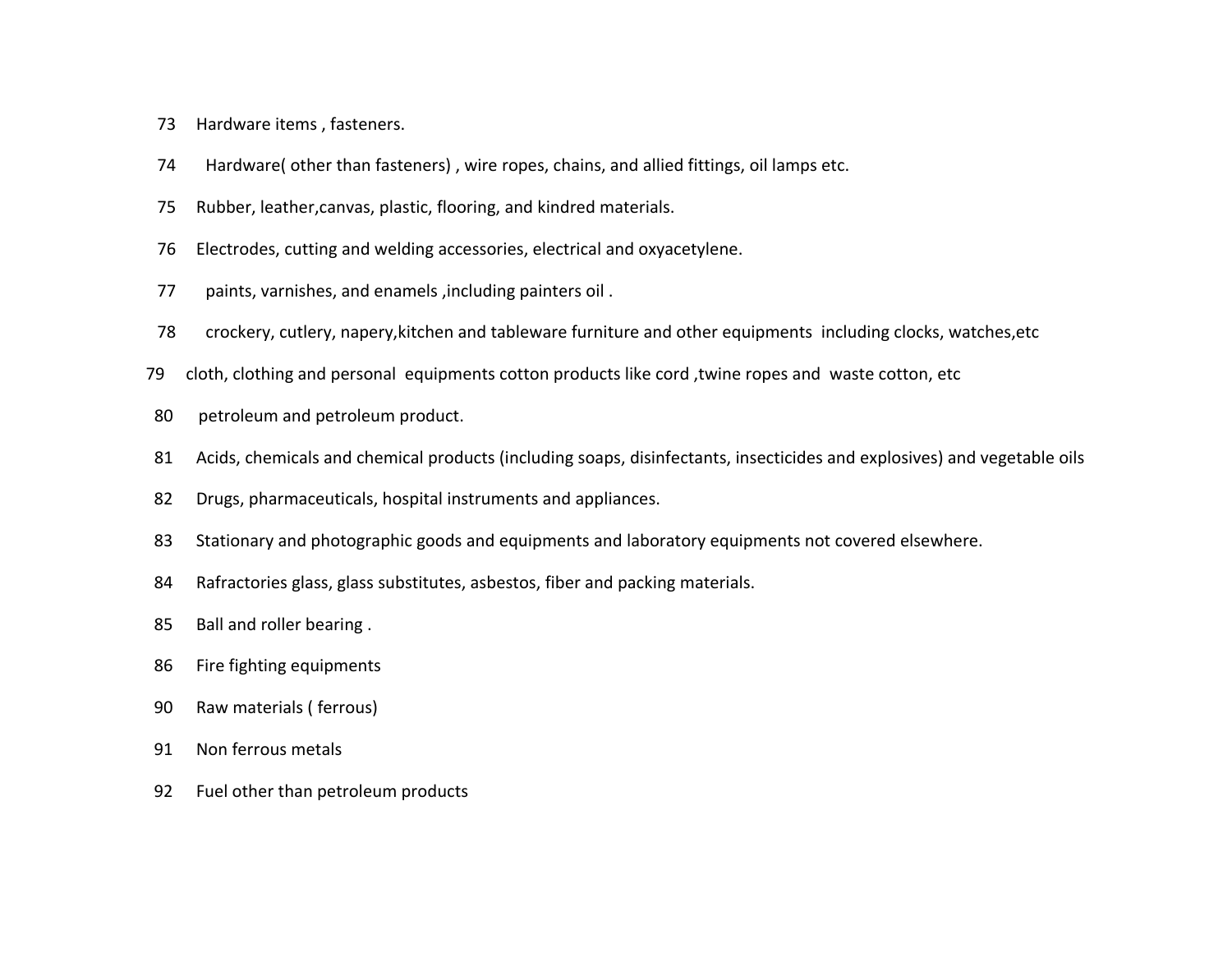73 Hardware items , fasteners.

74 Hardware( other than fasteners) , wire ropes, chains, and allied fittings, oil lamps etc.

75 Rubber, leather,canvas, plastic, flooring, and kindred materials.

76 Electrodes, cutting and welding accessories, electrical and oxyacetylene.

77 paints, varnishes, and enamels ,including painters oil .

78 crockery, cutlery, napery,kitchen and tableware furniture and other equipments including clocks, watches,etc

79 cloth, clothing and personal equipments cotton products like cord ,twine ropes and waste cotton, etc

80 petroleum and petroleum product.

81 Acids, chemicals and chemical products (including soaps, disinfectants, insecticides and explosives) and vegetable oils

82 Drugs, pharmaceuticals, hospital instruments and appliances.

83 Stationary and photographic goods and equipments and laboratory equipments not covered elsewhere.

84 Rafractories glass, glass substitutes, asbestos, fiber and packing materials.

85 Ball and roller bearing .

86 Fire fighting equipments

90 Raw materials ( ferrous)

91 Non ferrous metals

92 Fuel other than petroleum products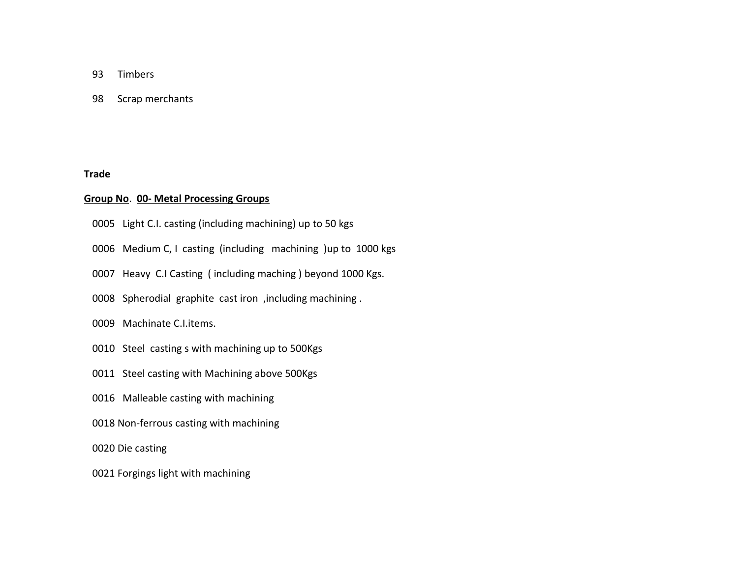93 Timbers

98 Scrap merchants

**Trade**

**Group No. 00- Metal Processing Groups**

0005 Light C.I. casting (including machining) up to 50 kgs

0006 Medium C, I casting (including machining )up to 1000 kgs

0007 Heavy C.I Casting ( including maching ) beyond 1000 Kgs.

0008 Spherodial graphite cast iron ,including machining .

0009 Machinate C.I.items.

0010 Steel casting s with machining up to 500Kgs

0011 Steel casting with Machining above 500Kgs

0016 Malleable casting with machining

0018 Non-ferrous casting with machining

0020 Die casting

0021 Forgings light with machining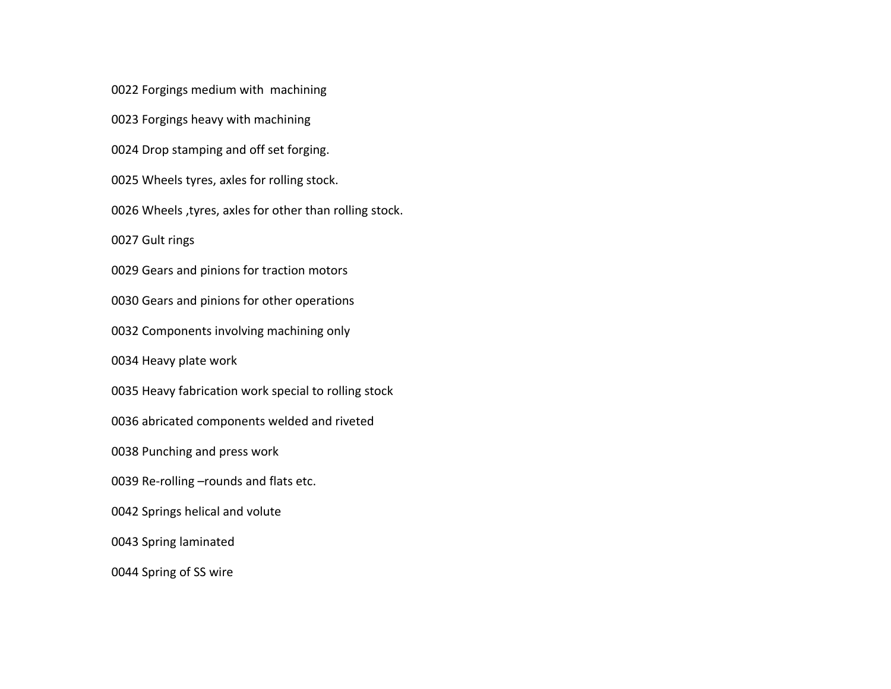0022 Forgings medium with machining

0023 Forgings heavy with machining

0024 Drop stamping and off set forging.

0025 Wheels tyres, axles for rolling stock.

0026 Wheels ,tyres, axles for other than rolling stock.

0027 Gult rings

0029 Gears and pinions for traction motors

0030 Gears and pinions for other operations

0032 Components involving machining only

0034 Heavy plate work

0035 Heavy fabrication work special to rolling stock

0036 abricated components welded and riveted

0038 Punching and press work

0039 Re-rolling –rounds and flats etc.

0042 Springs helical and volute

0043 Spring laminated

0044 Spring of SS wire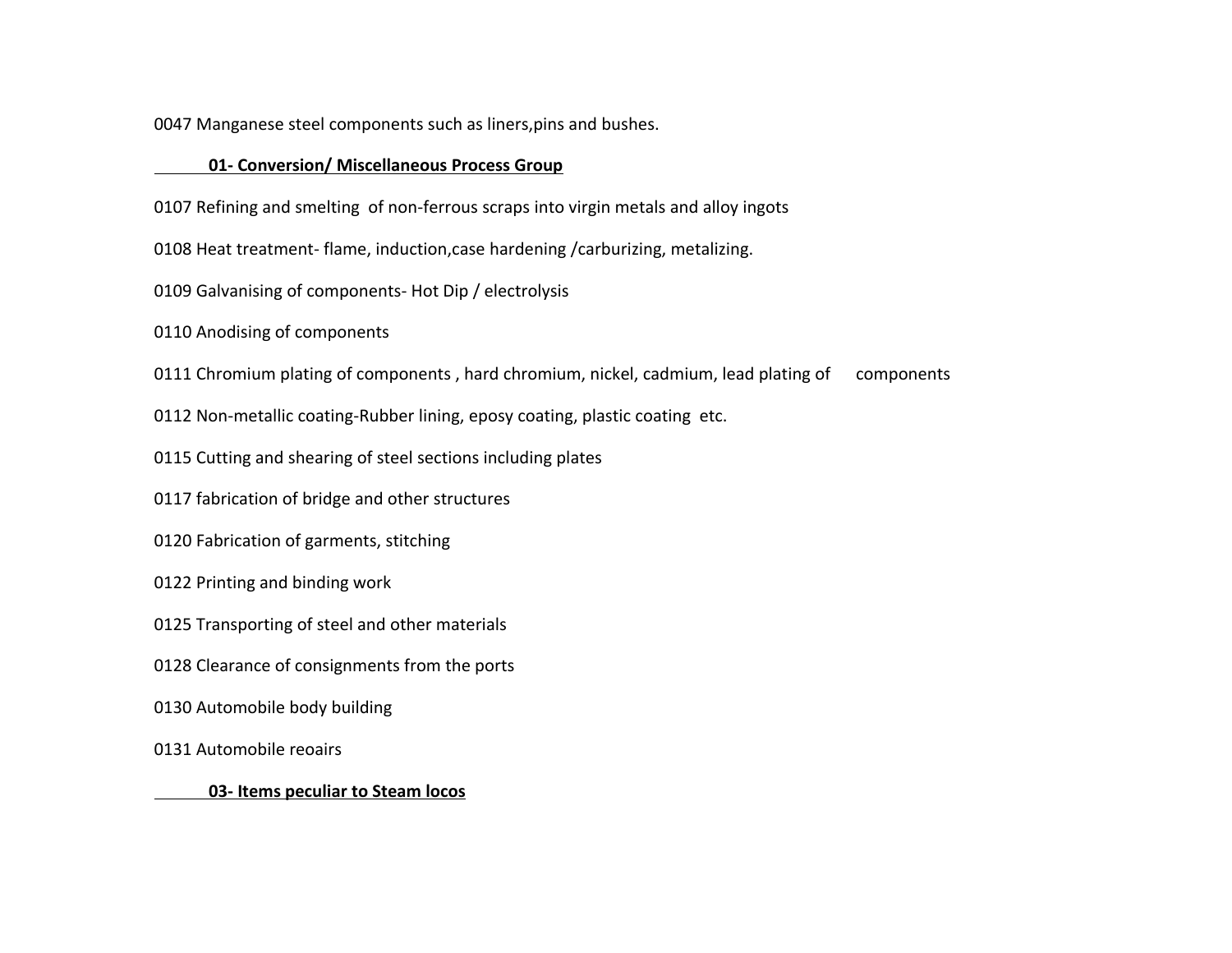0047 Manganese steel components such as liners,pins and bushes.

**01- Conversion/ Miscellaneous Process Group**

0107 Refining and smelting of non-ferrous scraps into virgin metals and alloy ingots

0108 Heat treatment- flame, induction,case hardening /carburizing, metalizing.

0109 Galvanising of components- Hot Dip / electrolysis

0110 Anodising of components

0111 Chromium plating of components , hard chromium, nickel, cadmium, lead plating of components

0112 Non-metallic coating-Rubber lining, eposy coating, plastic coating etc.

0115 Cutting and shearing of steel sections including plates

0117 fabrication of bridge and other structures

0120 Fabrication of garments, stitching

0122 Printing and binding work

0125 Transporting of steel and other materials

0128 Clearance of consignments from the ports

0130 Automobile body building

0131 Automobile reoairs

**03- Items peculiar to Steam locos**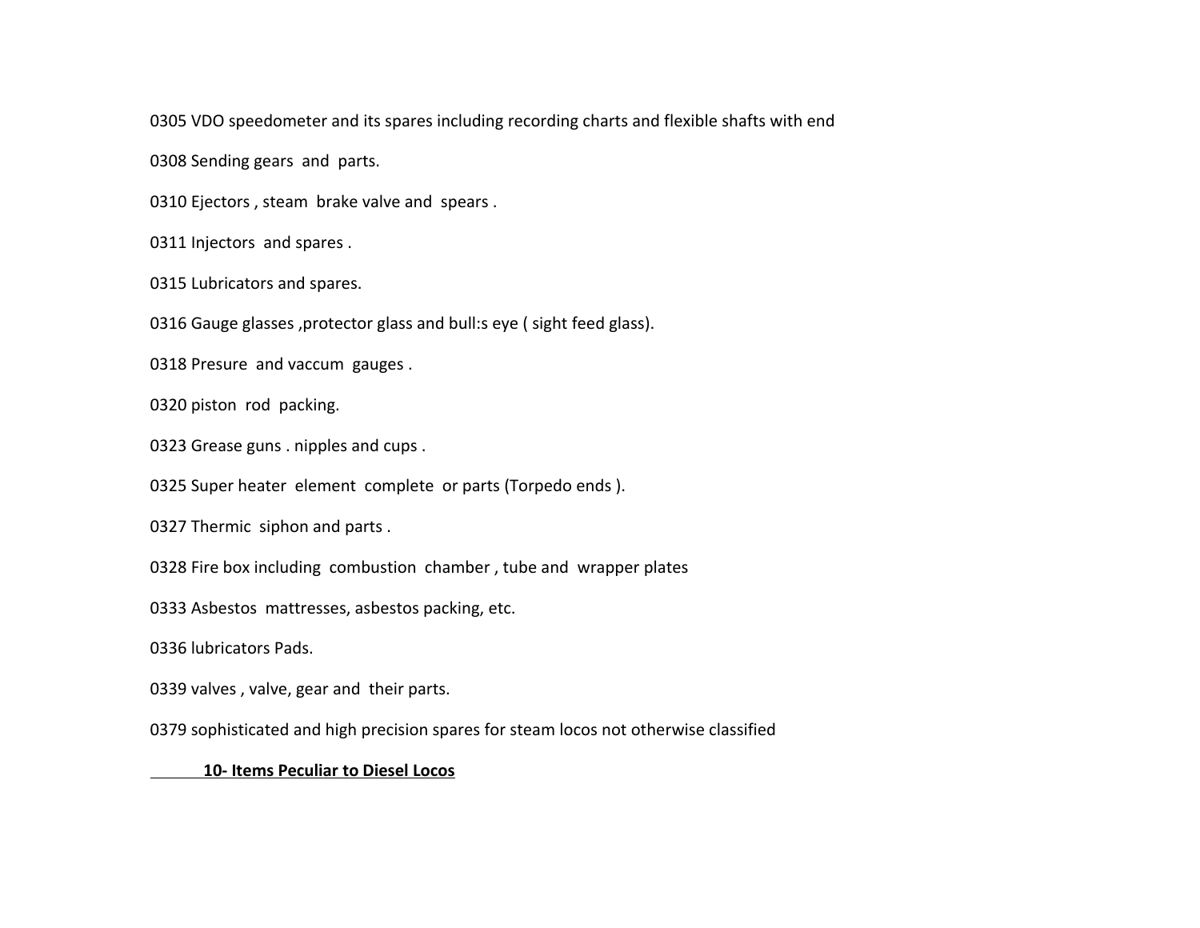0305 VDO speedometer and its spares including recording charts and flexible shafts with end

0308 Sending gears and parts.

0310 Ejectors , steam brake valve and spears .

0311 Injectors and spares .

0315 Lubricators and spares.

0316 Gauge glasses ,protector glass and bull:s eye ( sight feed glass).

0318 Presure and vaccum gauges .

0320 piston rod packing.

0323 Grease guns . nipples and cups .

0325 Super heater element complete or parts (Torpedo ends ).

0327 Thermic siphon and parts .

0328 Fire box including combustion chamber , tube and wrapper plates

0333 Asbestos mattresses, asbestos packing, etc.

0336 lubricators Pads.

0339 valves , valve, gear and their parts.

0379 sophisticated and high precision spares for steam locos not otherwise classified

**10- Items Peculiar to Diesel Locos**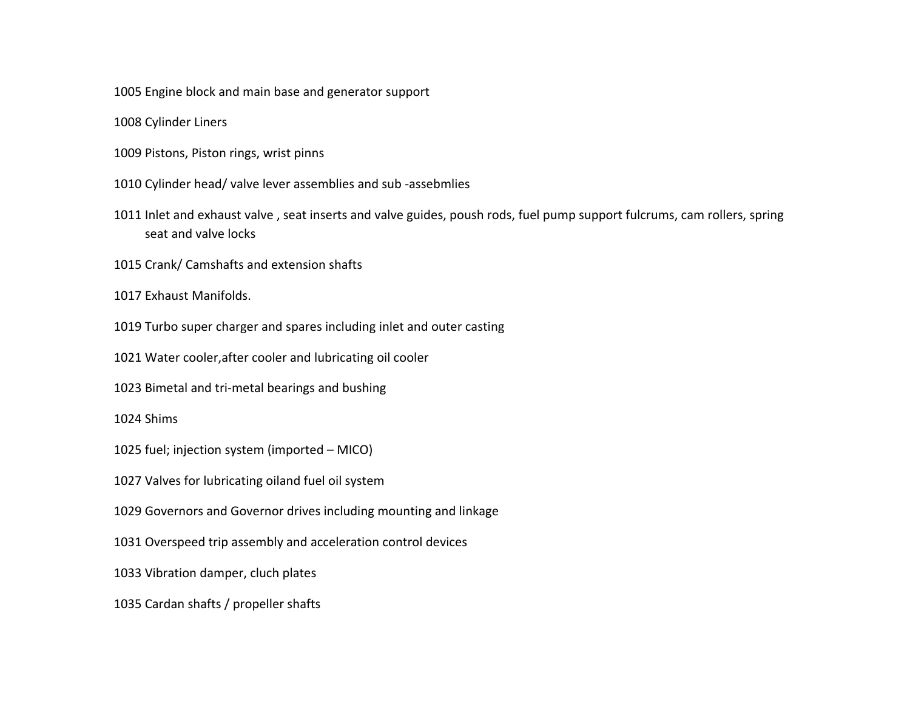1005 Engine block and main base and generator support

1008 Cylinder Liners

1009 Pistons, Piston rings, wrist pinns

1010 Cylinder head/ valve lever assemblies and sub -assebmlies

1011 Inlet and exhaust valve , seat inserts and valve guides, poush rods, fuel pump support fulcrums, cam rollers, spring seat and valve locks

1015 Crank/ Camshafts and extension shafts

1017 Exhaust Manifolds.

1019 Turbo super charger and spares including inlet and outer casting

1021 Water cooler,after cooler and lubricating oil cooler

1023 Bimetal and tri-metal bearings and bushing

1024 Shims

1025 fuel; injection system (imported – MICO)

1027 Valves for lubricating oiland fuel oil system

1029 Governors and Governor drives including mounting and linkage

1031 Overspeed trip assembly and acceleration control devices

1033 Vibration damper, cluch plates

1035 Cardan shafts / propeller shafts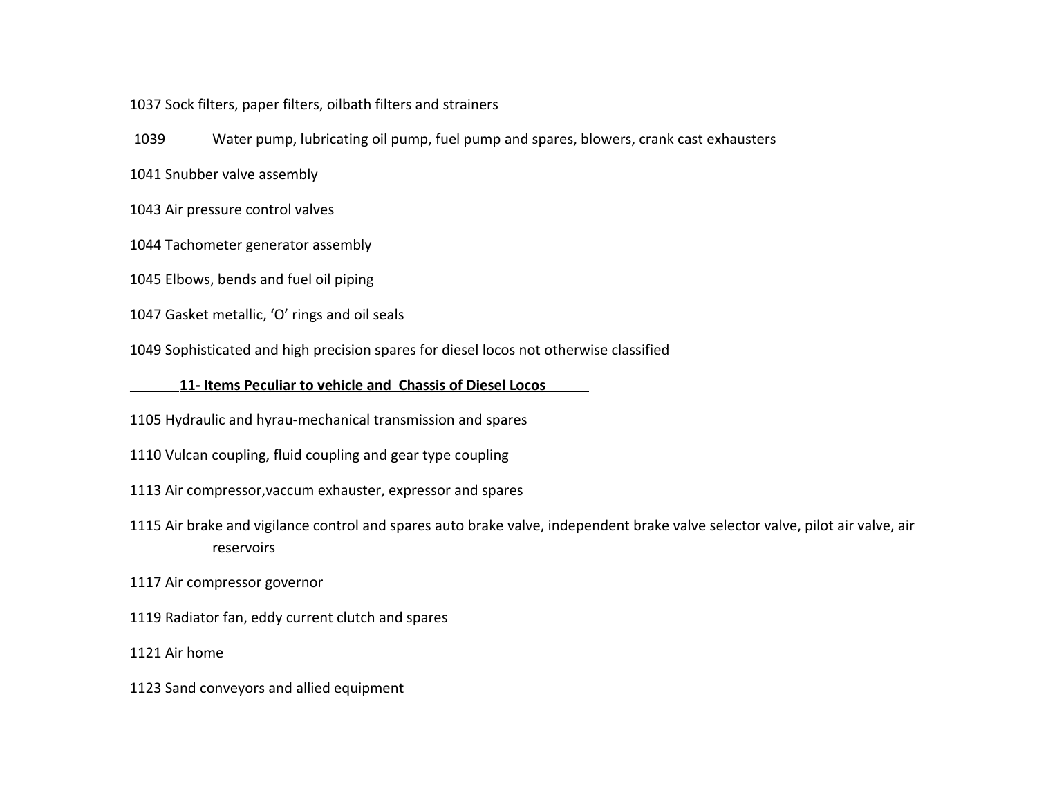1037 Sock filters, paper filters, oilbath filters and strainers

1039 Water pump, lubricating oil pump, fuel pump and spares, blowers, crank cast exhausters

1041 Snubber valve assembly

1043 Air pressure control valves

1044 Tachometer generator assembly

1045 Elbows, bends and fuel oil piping

1047 Gasket metallic, 'O' rings and oil seals

1049 Sophisticated and high precision spares for diesel locos not otherwise classified

**11- Items Peculiar to vehicle and Chassis of Diesel Locos**

1105 Hydraulic and hyrau-mechanical transmission and spares

1110 Vulcan coupling, fluid coupling and gear type coupling

1113 Air compressor,vaccum exhauster, expressor and spares

1115 Air brake and vigilance control and spares auto brake valve, independent brake valve selector valve, pilot air valve, air reservoirs

1117 Air compressor governor

1119 Radiator fan, eddy current clutch and spares

1121 Air home

1123 Sand conveyors and allied equipment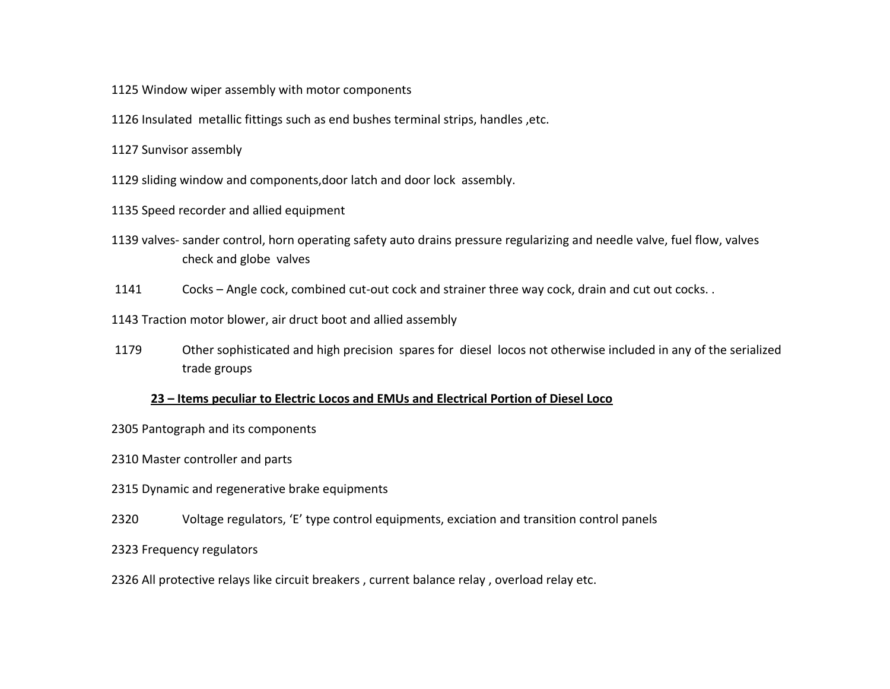1125 Window wiper assembly with motor components

1126 Insulated metallic fittings such as end bushes terminal strips, handles ,etc.

1127 Sunvisor assembly

1129 sliding window and components,door latch and door lock assembly.

1135 Speed recorder and allied equipment

1139 valves- sander control, horn operating safety auto drains pressure regularizing and needle valve, fuel flow, valves check and globe valves

1141 Cocks – Angle cock, combined cut-out cock and strainer three way cock, drain and cut out cocks. .

1143 Traction motor blower, air druct boot and allied assembly

1179 Other sophisticated and high precision spares for diesel locos not otherwise included in any of the serialized trade groups

**23 – Items peculiar to Electric Locos and EMUs and Electrical Portion of Diesel Loco**

2305 Pantograph and its components

2310 Master controller and parts

2315 Dynamic and regenerative brake equipments

2320 Voltage regulators, 'E' type control equipments, exciation and transition control panels

2323 Frequency regulators

2326 All protective relays like circuit breakers , current balance relay , overload relay etc.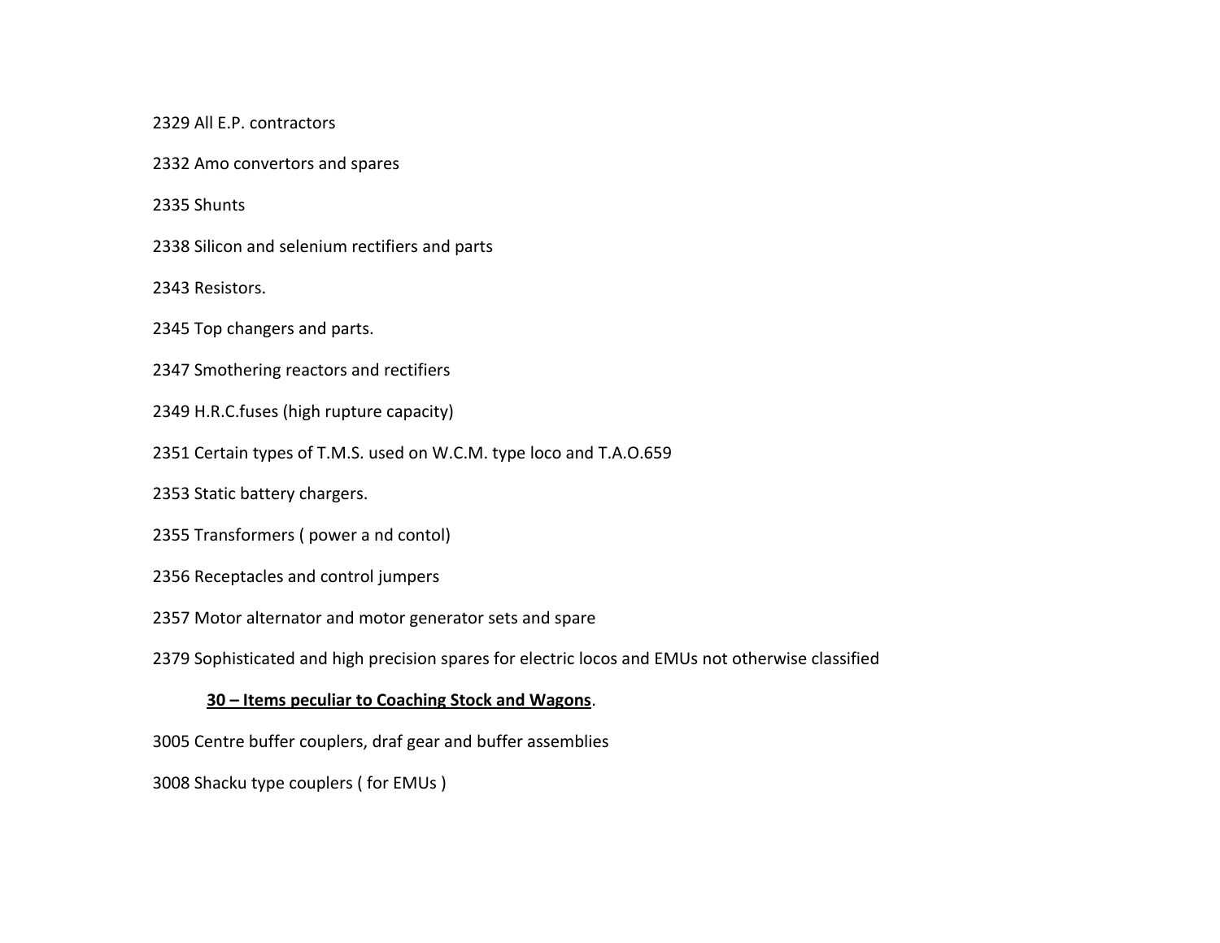2329 All E.P. contractors

2332 Amo convertors and spares

2335 Shunts

2338 Silicon and selenium rectifiers and parts

2343 Resistors.

2345 Top changers and parts.

2347 Smothering reactors and rectifiers

2349 H.R.C.fuses (high rupture capacity)

2351 Certain types of T.M.S. used on W.C.M. type loco and T.A.O.659

2353 Static battery chargers.

2355 Transformers ( power a nd contol)

2356 Receptacles and control jumpers

2357 Motor alternator and motor generator sets and spare

2379 Sophisticated and high precision spares for electric locos and EMUs not otherwise classified

**30 – Items peculiar to Coaching Stock and Wagons**.

3005 Centre buffer couplers, draf gear and buffer assemblies

3008 Shacku type couplers ( for EMUs )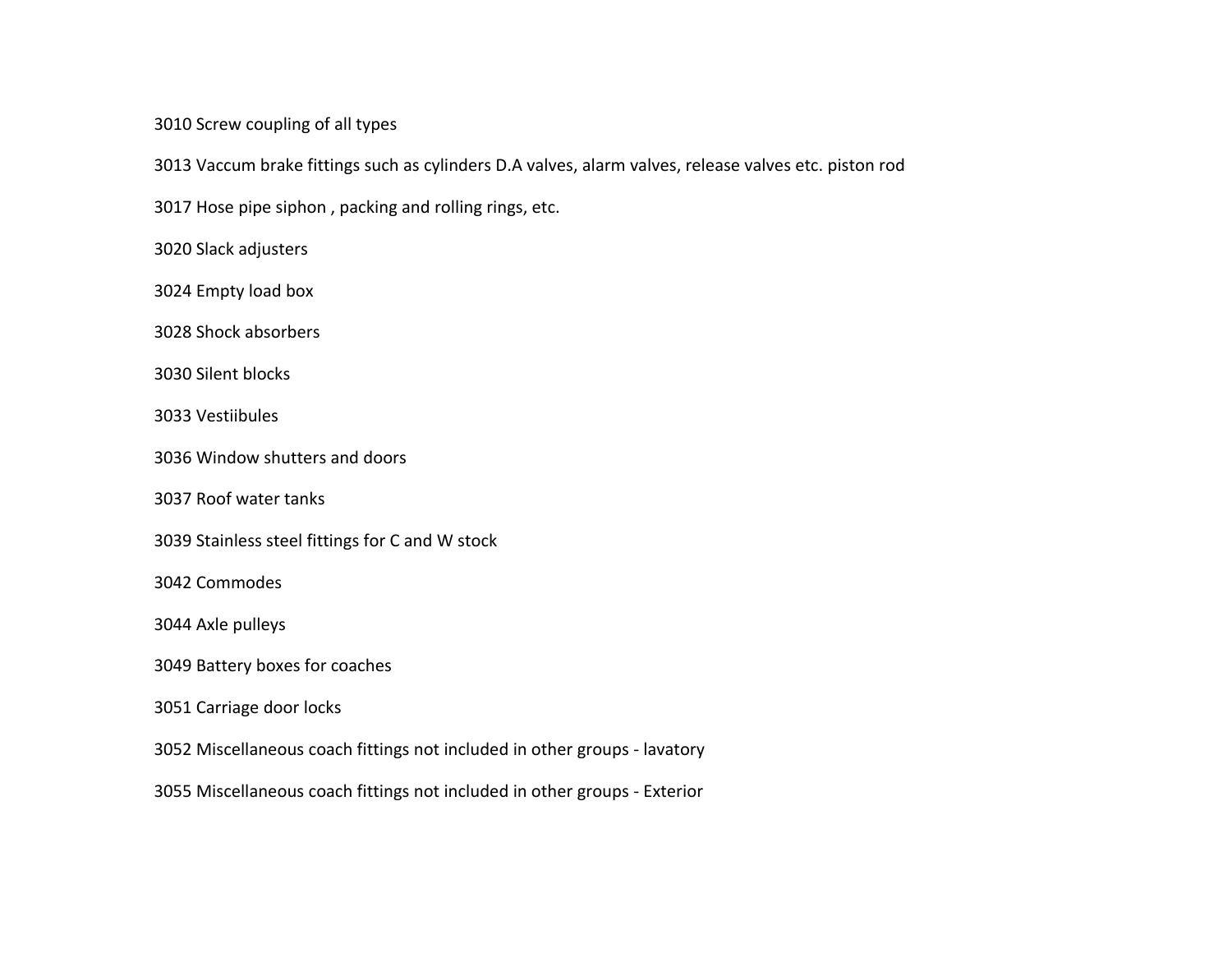3010 Screw coupling of all types

3013 Vaccum brake fittings such as cylinders D.A valves, alarm valves, release valves etc. piston rod

3017 Hose pipe siphon , packing and rolling rings, etc.

3020 Slack adjusters

3024 Empty load box

3028 Shock absorbers

3030 Silent blocks

3033 Vestiibules

3036 Window shutters and doors

3037 Roof water tanks

3039 Stainless steel fittings for C and W stock

3042 Commodes

3044 Axle pulleys

3049 Battery boxes for coaches

3051 Carriage door locks

3052 Miscellaneous coach fittings not included in other groups - lavatory

3055 Miscellaneous coach fittings not included in other groups - Exterior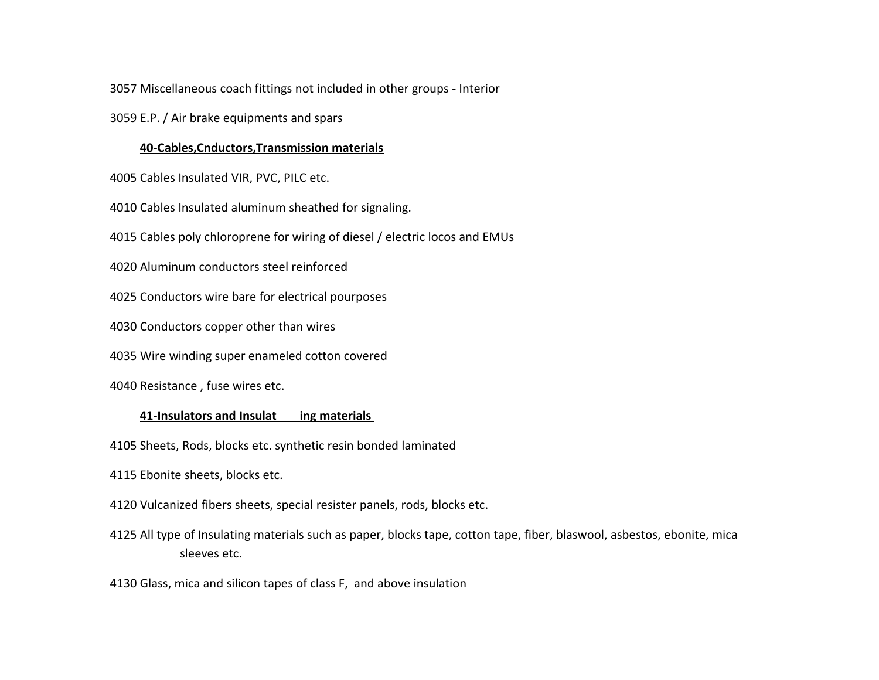3057 Miscellaneous coach fittings not included in other groups - Interior

3059 E.P. / Air brake equipments and spars

**40-Cables,Cnductors,Transmission materials**

4005 Cables Insulated VIR, PVC, PILC etc.

4010 Cables Insulated aluminum sheathed for signaling.

4015 Cables poly chloroprene for wiring of diesel / electric locos and EMUs

4020 Aluminum conductors steel reinforced

4025 Conductors wire bare for electrical pourposes

4030 Conductors copper other than wires

4035 Wire winding super enameled cotton covered

4040 Resistance , fuse wires etc.

**41-Insulators and Insulat ing materials**

4105 Sheets, Rods, blocks etc. synthetic resin bonded laminated

4115 Ebonite sheets, blocks etc.

4120 Vulcanized fibers sheets, special resister panels, rods, blocks etc.

4125 All type of Insulating materials such as paper, blocks tape, cotton tape, fiber, blaswool, asbestos, ebonite, mica sleeves etc.

4130 Glass, mica and silicon tapes of class F, and above insulation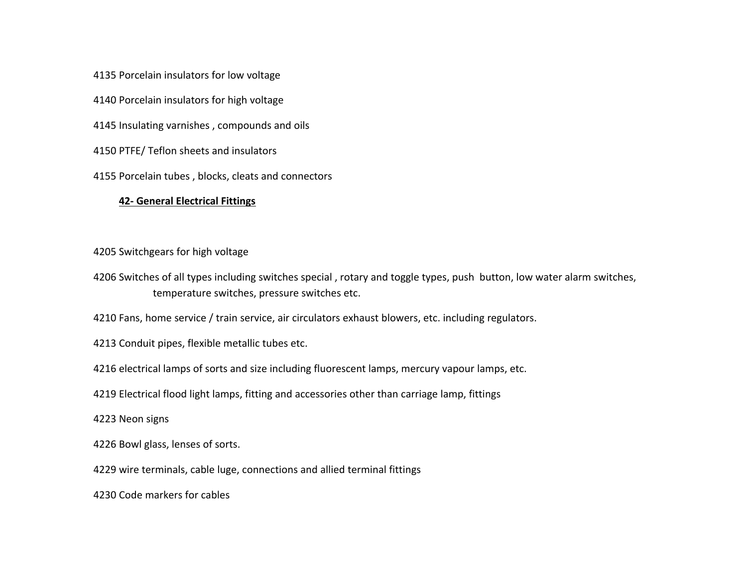4135 Porcelain insulators for low voltage

4140 Porcelain insulators for high voltage

4145 Insulating varnishes , compounds and oils

4150 PTFE/ Teflon sheets and insulators

4155 Porcelain tubes , blocks, cleats and connectors

## 42- General Electrical Fittings

4205 Switchgears for high voltage

4206 Switches of all types including switches special , rotary and toggle types, push button, low water alarm switches, temperature switches, pressure switches etc.

4210 Fans, home service / train service, air circulators exhaust blowers, etc. including regulators.

4213 Conduit pipes, flexible metallic tubes etc.

4216 electrical lamps of sorts and size including fluorescent lamps, mercury vapour lamps, etc.

4219 Electrical flood light lamps, fitting and accessories other than carriage lamp, fittings

4223 Neon signs

4226 Bowl glass, lenses of sorts.

4229 wire terminals, cable luge, connections and allied terminal fittings

4230 Code markers for cables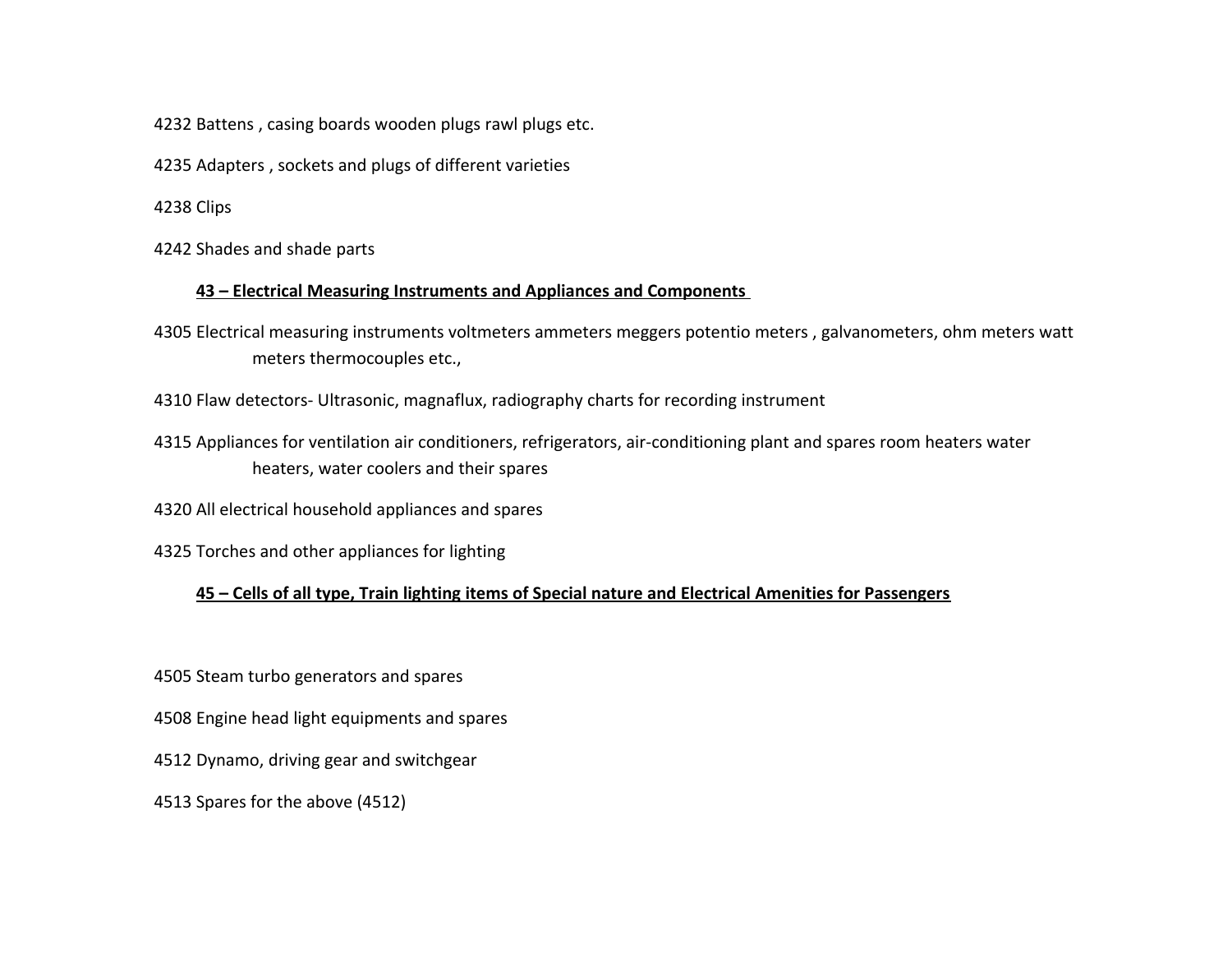4232 Battens , casing boards wooden plugs rawl plugs etc.

4235 Adapters , sockets and plugs of different varieties

4238 Clips

4242 Shades and shade parts

## 43 – Electrical Measuring Instruments and Appliances and Components

4305 Electrical measuring instruments voltmeters ammeters meggers potentio meters , galvanometers, ohm meters watt meters thermocouples etc.,

4310 Flaw detectors- Ultrasonic, magnaflux, radiography charts for recording instrument

4315 Appliances for ventilation air conditioners, refrigerators, air-conditioning plant and spares room heaters water heaters, water coolers and their spares

4320 All electrical household appliances and spares

4325 Torches and other appliances for lighting

## 45 – Cells of all type, Train lighting items of Special nature and Electrical Amenities for Passengers

4505 Steam turbo generators and spares

4508 Engine head light equipments and spares

4512 Dynamo, driving gear and switchgear

4513 Spares for the above (4512)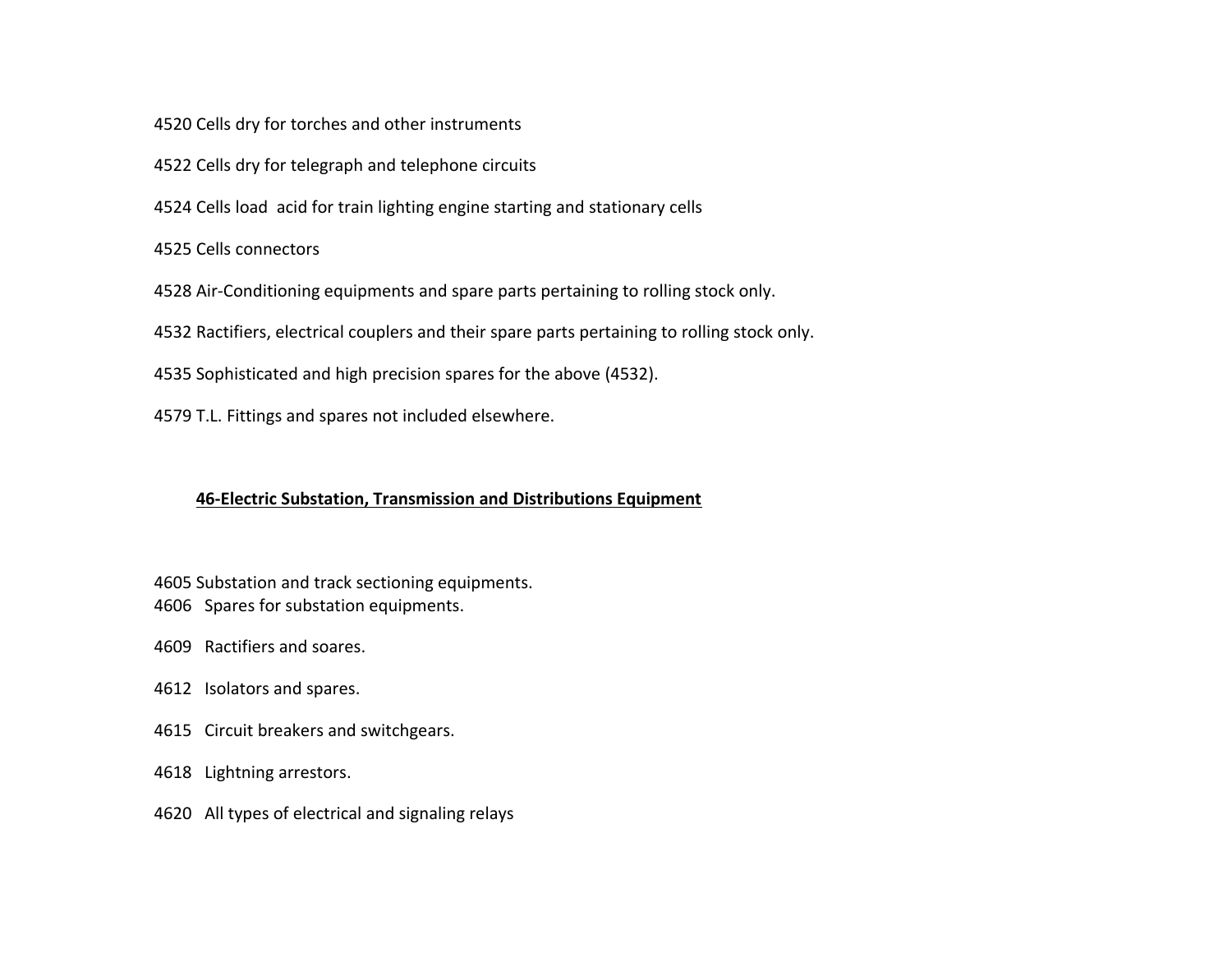4520 Cells dry for torches and other instruments

4522 Cells dry for telegraph and telephone circuits

4524 Cells load  acid for train lighting engine starting and stationary cells

4525 Cells connectors

4528 Air-Conditioning equipments and spare parts pertaining to rolling stock only.

4532 Ractifiers, electrical couplers and their spare parts pertaining to rolling stock only.

4535 Sophisticated and high precision spares for the above (4532).

4579 T.L. Fittings and spares not included elsewhere.

## **46-Electric Substation, Transmission and Distributions Equipment**

4605 Substation and track sectioning equipments.

4606 Spares for substation equipments.

4609 Ractifiers and soares.

4612 Isolators and spares.

4615 Circuit breakers and switchgears.

4618 Lightning arrestors.

4620 All types of electrical and signaling relays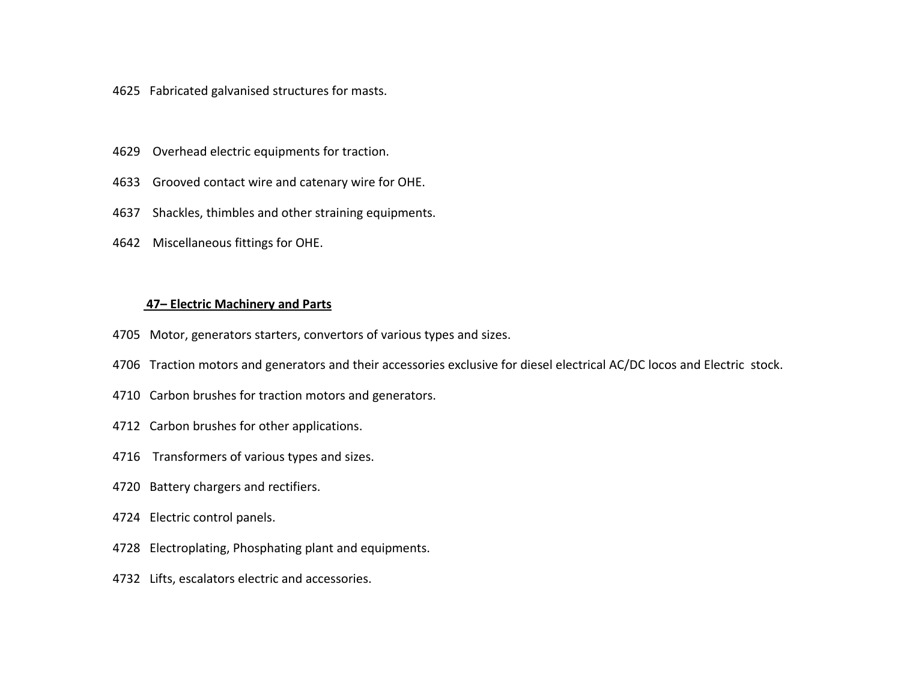4625 Fabricated galvanised structures for masts.

4629 Overhead electric equipments for traction.

4633 Grooved contact wire and catenary wire for OHE.

4637 Shackles, thimbles and other straining equipments.

4642 Miscellaneous fittings for OHE.

**47– Electric Machinery and Parts**

4705 Motor, generators starters, convertors of various types and sizes.

4706 Traction motors and generators and their accessories exclusive for diesel electrical AC/DC locos and Electric stock.

4710 Carbon brushes for traction motors and generators.

4712 Carbon brushes for other applications.

4716 Transformers of various types and sizes.

4720 Battery chargers and rectifiers.

4724 Electric control panels.

4728 Electroplating, Phosphating plant and equipments.

4732 Lifts, escalators electric and accessories.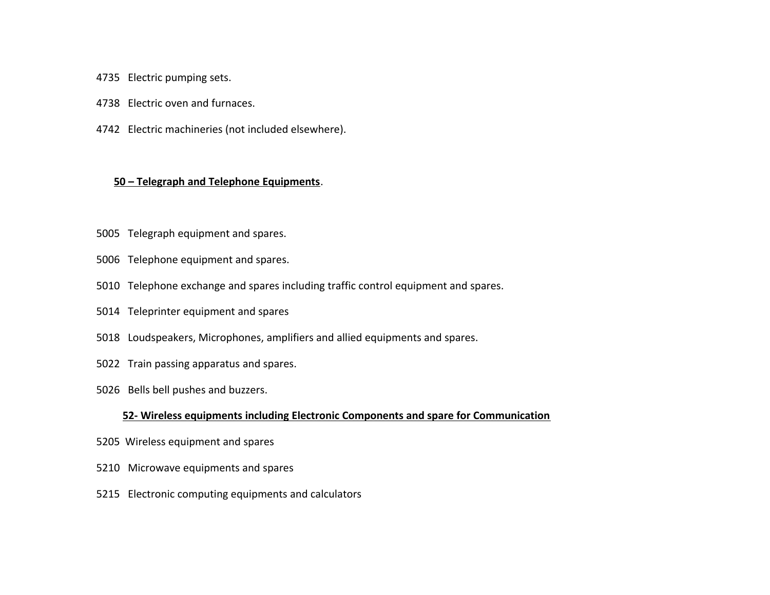4735 Electric pumping sets.

4738 Electric oven and furnaces.

4742 Electric machineries (not included elsewhere).

## **50 – Telegraph and Telephone Equipments**.

5005 Telegraph equipment and spares.

5006 Telephone equipment and spares.

5010 Telephone exchange and spares including traffic control equipment and spares.

5014 Teleprinter equipment and spares

5018 Loudspeakers, Microphones, amplifiers and allied equipments and spares.

5022 Train passing apparatus and spares.

5026 Bells bell pushes and buzzers.

## **52- Wireless equipments including Electronic Components and spare for Communication**

5205 Wireless equipment and spares

5210 Microwave equipments and spares

5215 Electronic computing equipments and calculators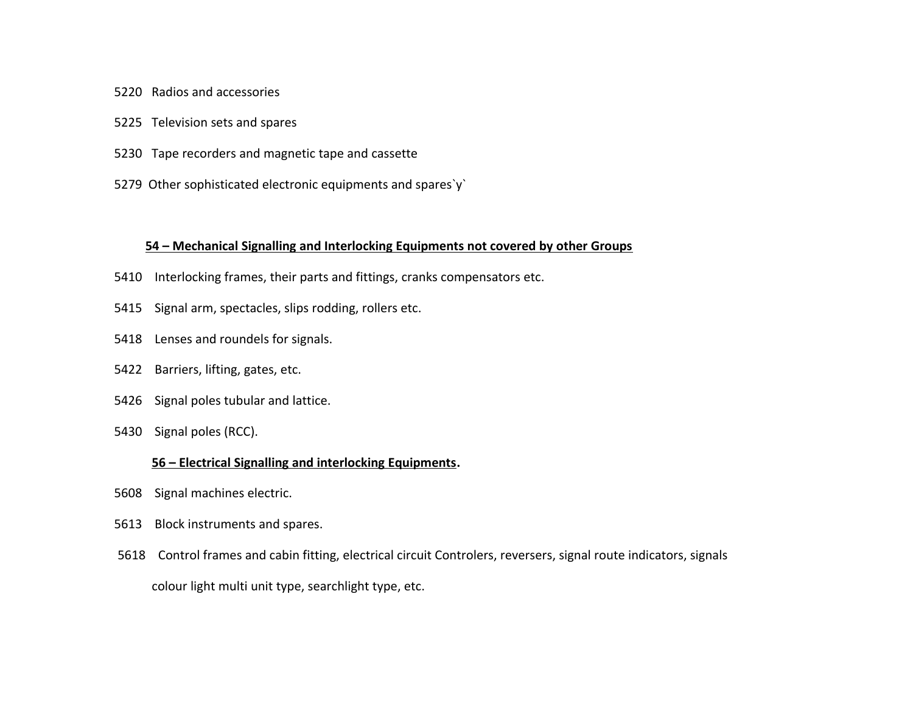5220 Radios and accessories

5225 Television sets and spares

5230 Tape recorders and magnetic tape and cassette

5279 Other sophisticated electronic equipments and spares`y`

**54 – Mechanical Signalling and Interlocking Equipments not covered by other Groups**

5410 Interlocking frames, their parts and fittings, cranks compensators etc.

5415 Signal arm, spectacles, slips rodding, rollers etc.

5418 Lenses and roundels for signals.

5422 Barriers, lifting, gates, etc.

5426 Signal poles tubular and lattice.

5430 Signal poles (RCC).

**56 – Electrical Signalling and interlocking Equipments.**

5608 Signal machines electric.

5613 Block instruments and spares.

5618 Control frames and cabin fitting, electrical circuit Controlers, reversers, signal route indicators, signals colour light multi unit type, searchlight type, etc.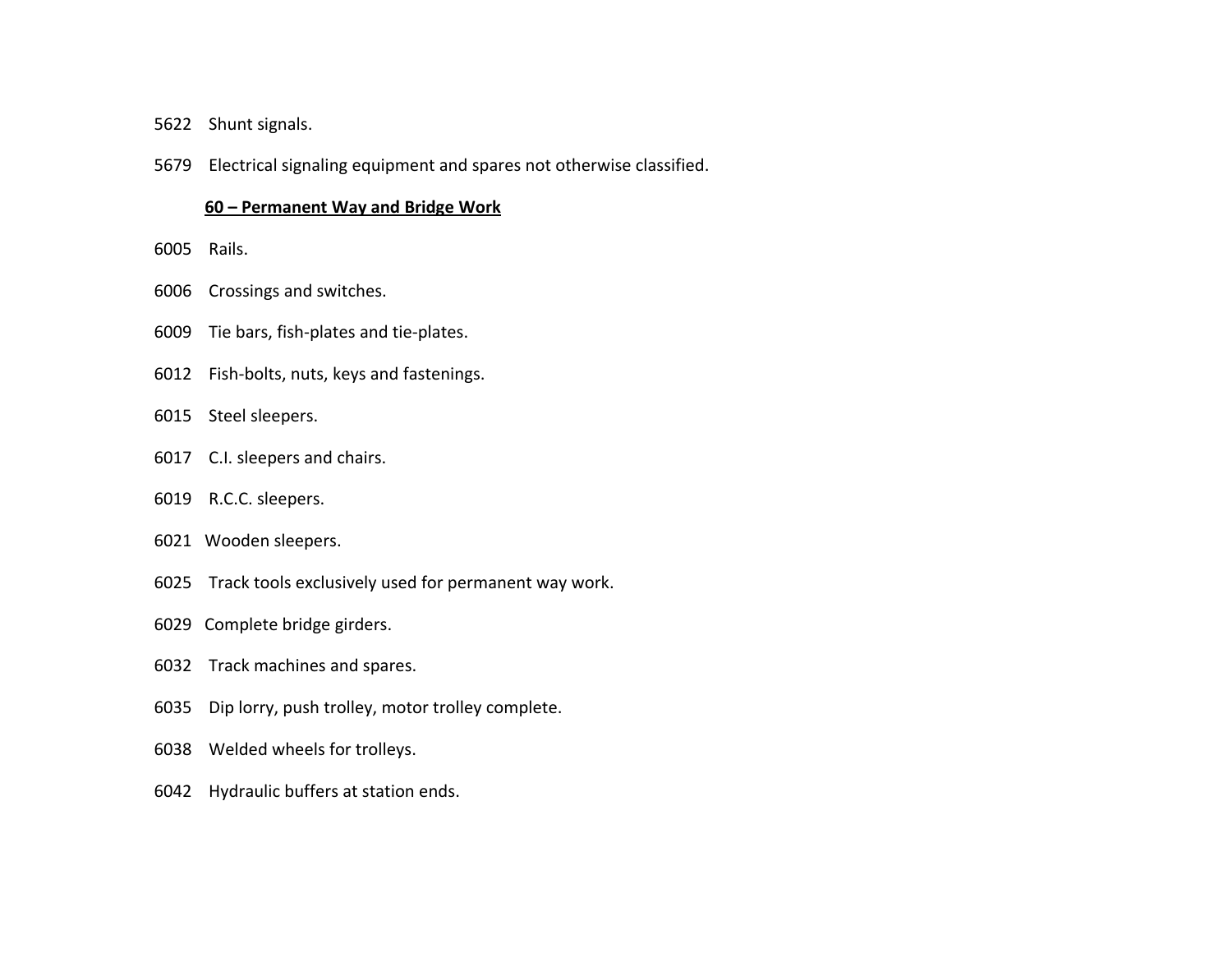5622 Shunt signals.

5679 Electrical signaling equipment and spares not otherwise classified.

**<u>60 – Permanent Way and Bridge Work</u>**

6005 Rails.

6006 Crossings and switches.

6009 Tie bars, fish-plates and tie-plates.

6012 Fish-bolts, nuts, keys and fastenings.

6015 Steel sleepers.

6017 C.I. sleepers and chairs.

6019 R.C.C. sleepers.

6021 Wooden sleepers.

6025 Track tools exclusively used for permanent way work.

6029 Complete bridge girders.

6032 Track machines and spares.

6035 Dip lorry, push trolley, motor trolley complete.

6038 Welded wheels for trolleys.

6042 Hydraulic buffers at station ends.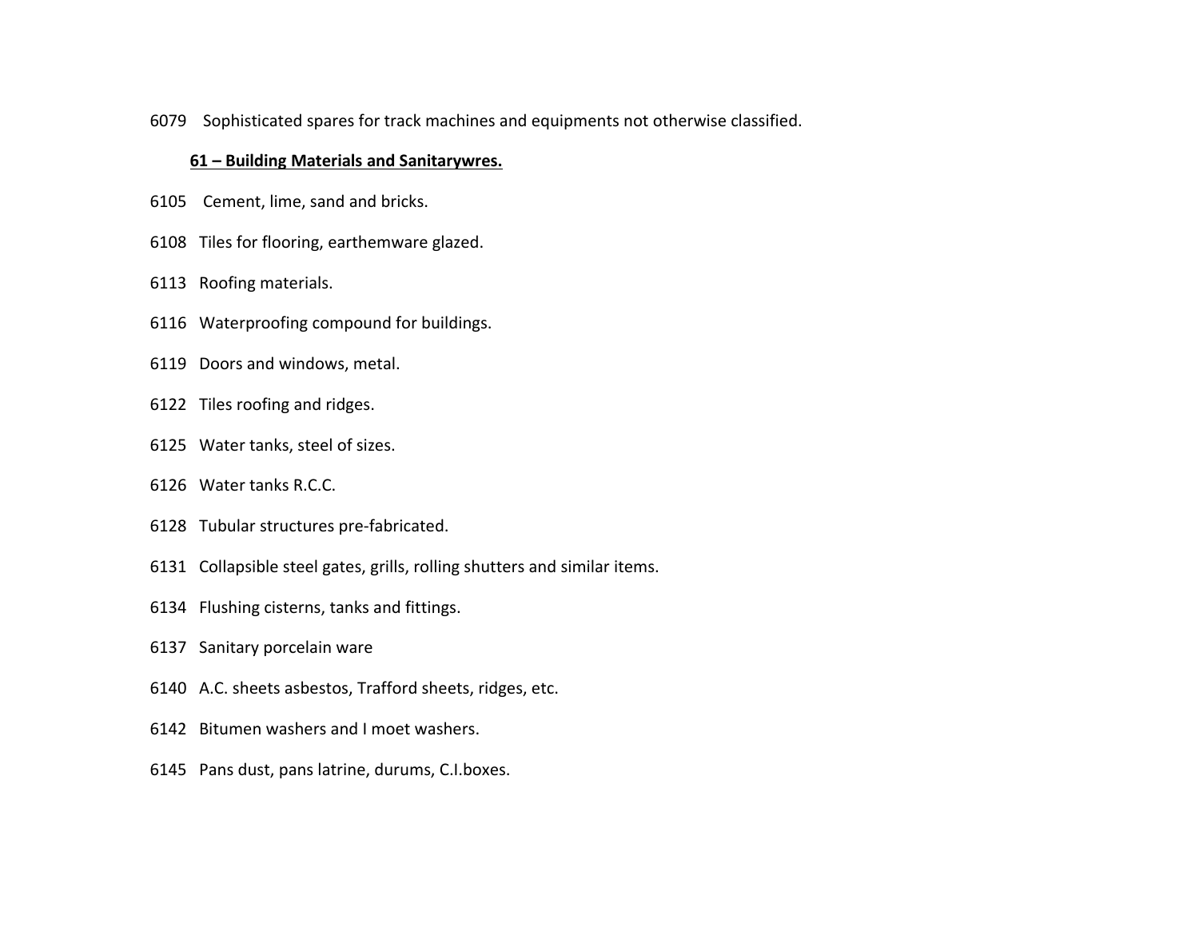6079 Sophisticated spares for track machines and equipments not otherwise classified.

**<u>61 – Building Materials and Sanitarywres.</u>**

6105 Cement, lime, sand and bricks.

6108 Tiles for flooring, earthemware glazed.

6113 Roofing materials.

6116 Waterproofing compound for buildings.

6119 Doors and windows, metal.

6122 Tiles roofing and ridges.

6125 Water tanks, steel of sizes.

6126 Water tanks R.C.C.

6128 Tubular structures pre-fabricated.

6131 Collapsible steel gates, grills, rolling shutters and similar items.

6134 Flushing cisterns, tanks and fittings.

6137 Sanitary porcelain ware

6140 A.C. sheets asbestos, Trafford sheets, ridges, etc.

6142 Bitumen washers and I moet washers.

6145 Pans dust, pans latrine, durums, C.I.boxes.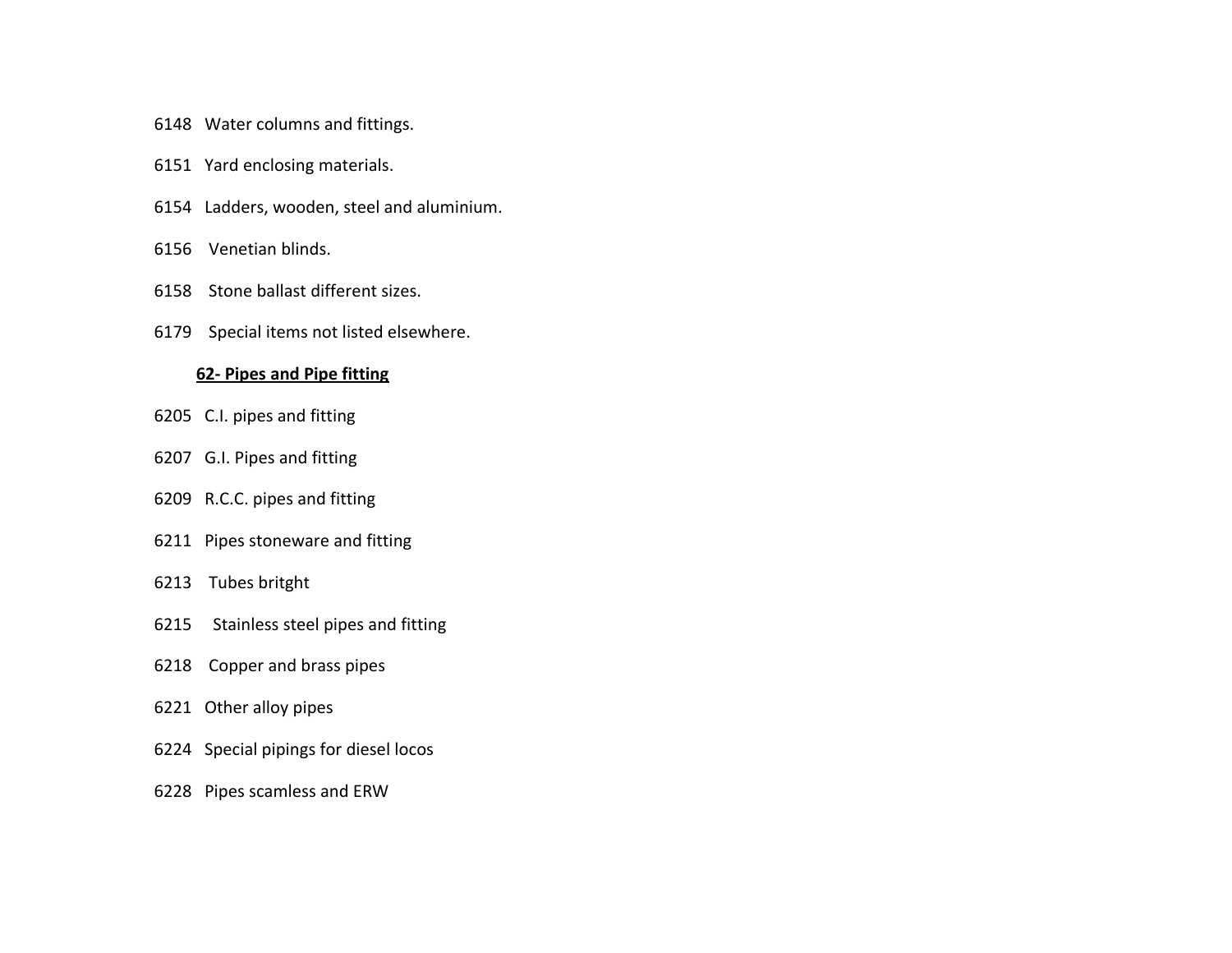6148 Water columns and fittings.

6151 Yard enclosing materials.

6154 Ladders, wooden, steel and aluminium.

6156 Venetian blinds.

6158 Stone ballast different sizes.

6179 Special items not listed elsewhere.

**<u>62- Pipes and Pipe fitting</u>**

6205 C.I. pipes and fitting

6207 G.I. Pipes and fitting

6209 R.C.C. pipes and fitting

6211 Pipes stoneware and fitting

6213 Tubes britght

6215 Stainless steel pipes and fitting

6218 Copper and brass pipes

6221 Other alloy pipes

6224 Special pipings for diesel locos

6228 Pipes scamless and ERW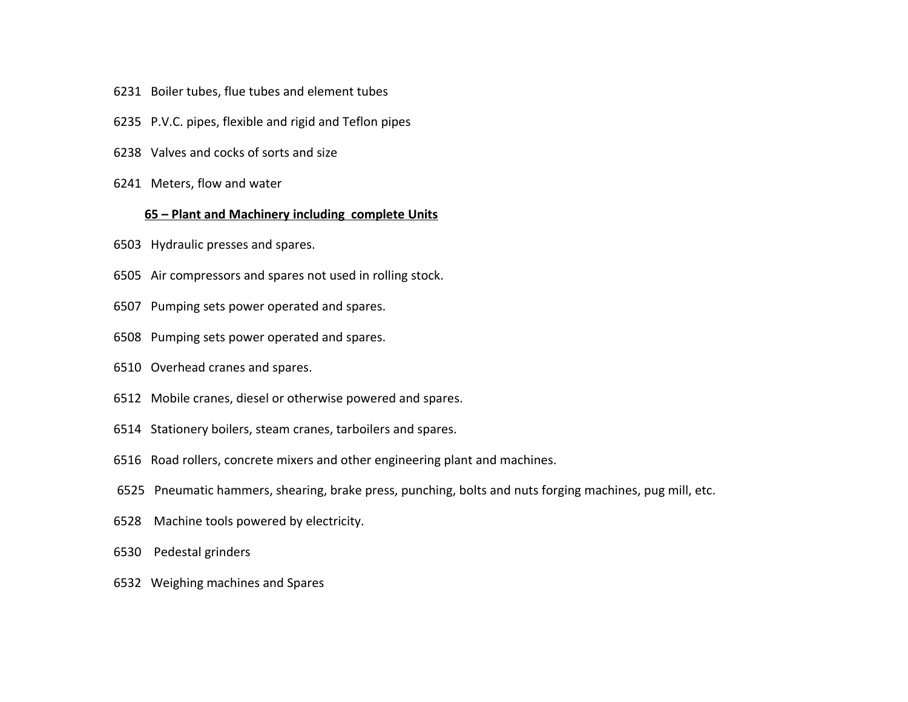6231 Boiler tubes, flue tubes and element tubes

6235 P.V.C. pipes, flexible and rigid and Teflon pipes

6238 Valves and cocks of sorts and size

6241 Meters, flow and water

**65 – Plant and Machinery including complete Units**

6503 Hydraulic presses and spares.

6505 Air compressors and spares not used in rolling stock.

6507 Pumping sets power operated and spares.

6508 Pumping sets power operated and spares.

6510 Overhead cranes and spares.

6512 Mobile cranes, diesel or otherwise powered and spares.

6514 Stationery boilers, steam cranes, tarboilers and spares.

6516 Road rollers, concrete mixers and other engineering plant and machines.

6525 Pneumatic hammers, shearing, brake press, punching, bolts and nuts forging machines, pug mill, etc.

6528 Machine tools powered by electricity.

6530 Pedestal grinders

6532 Weighing machines and Spares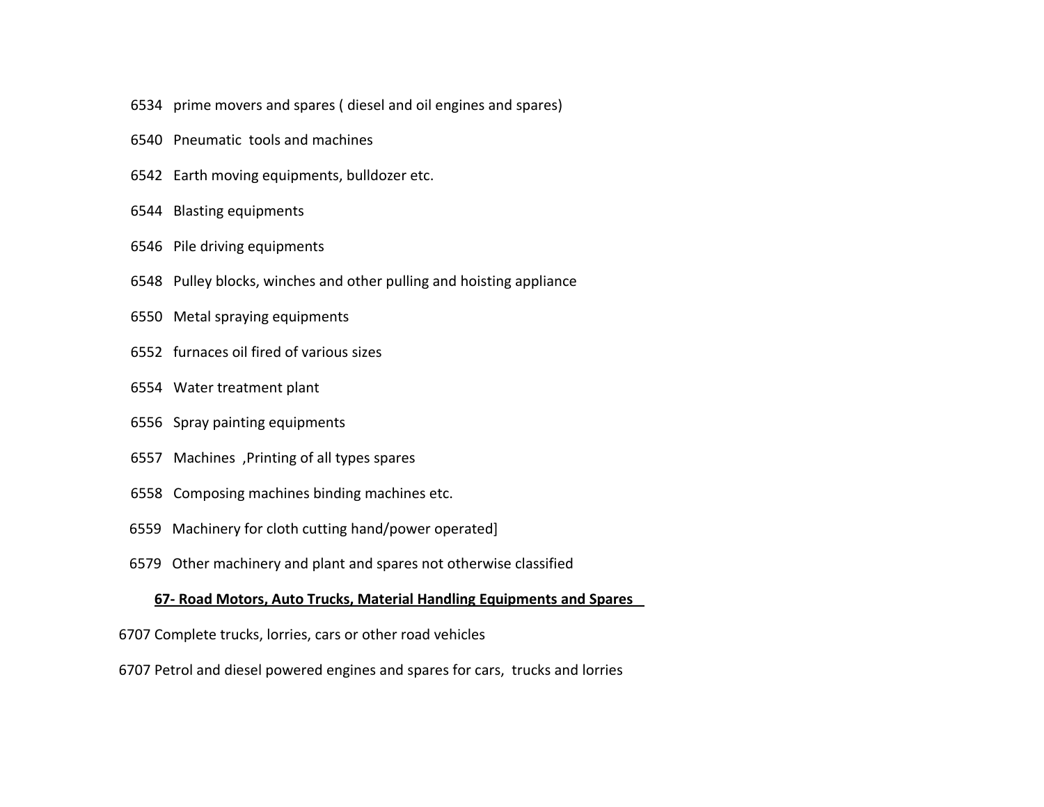6534 prime movers and spares ( diesel and oil engines and spares)

6540 Pneumatic tools and machines

6542 Earth moving equipments, bulldozer etc.

6544 Blasting equipments

6546 Pile driving equipments

6548 Pulley blocks, winches and other pulling and hoisting appliance

6550 Metal spraying equipments

6552 furnaces oil fired of various sizes

6554 Water treatment plant

6556 Spray painting equipments

6557 Machines ,Printing of all types spares

6558 Composing machines binding machines etc.

6559 Machinery for cloth cutting hand/power operated]

6579 Other machinery and plant and spares not otherwise classified

**67- Road Motors, Auto Trucks, Material Handling Equipments and Spares**

6707 Complete trucks, lorries, cars or other road vehicles

6707 Petrol and diesel powered engines and spares for cars, trucks and lorries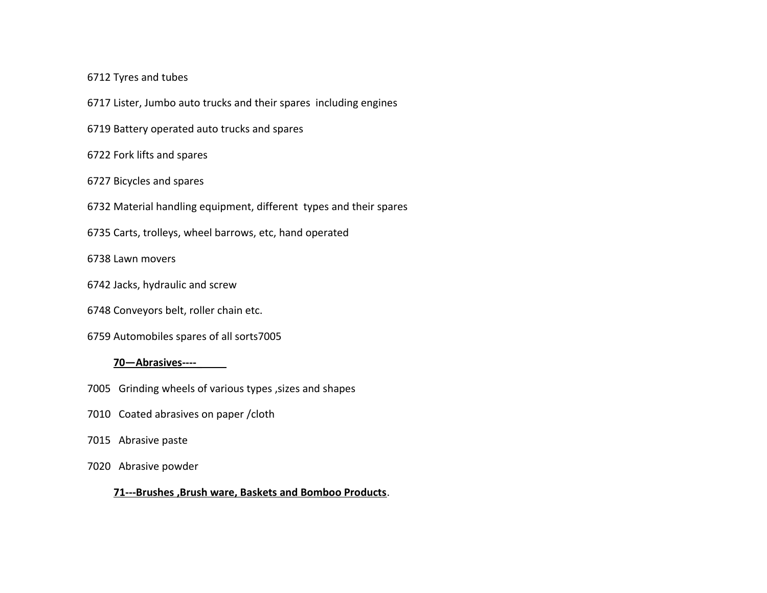6712 Tyres and tubes

6717 Lister, Jumbo auto trucks and their spares including engines

6719 Battery operated auto trucks and spares

6722 Fork lifts and spares

6727 Bicycles and spares

6732 Material handling equipment, different types and their spares

6735 Carts, trolleys, wheel barrows, etc, hand operated

6738 Lawn movers

6742 Jacks, hydraulic and screw

6748 Conveyors belt, roller chain etc.

6759 Automobiles spares of all sorts7005

**70—Abrasives----**

7005 Grinding wheels of various types ,sizes and shapes

7010 Coated abrasives on paper /cloth

7015 Abrasive paste

7020 Abrasive powder

**71---Brushes ,Brush ware, Baskets and Bomboo Products**.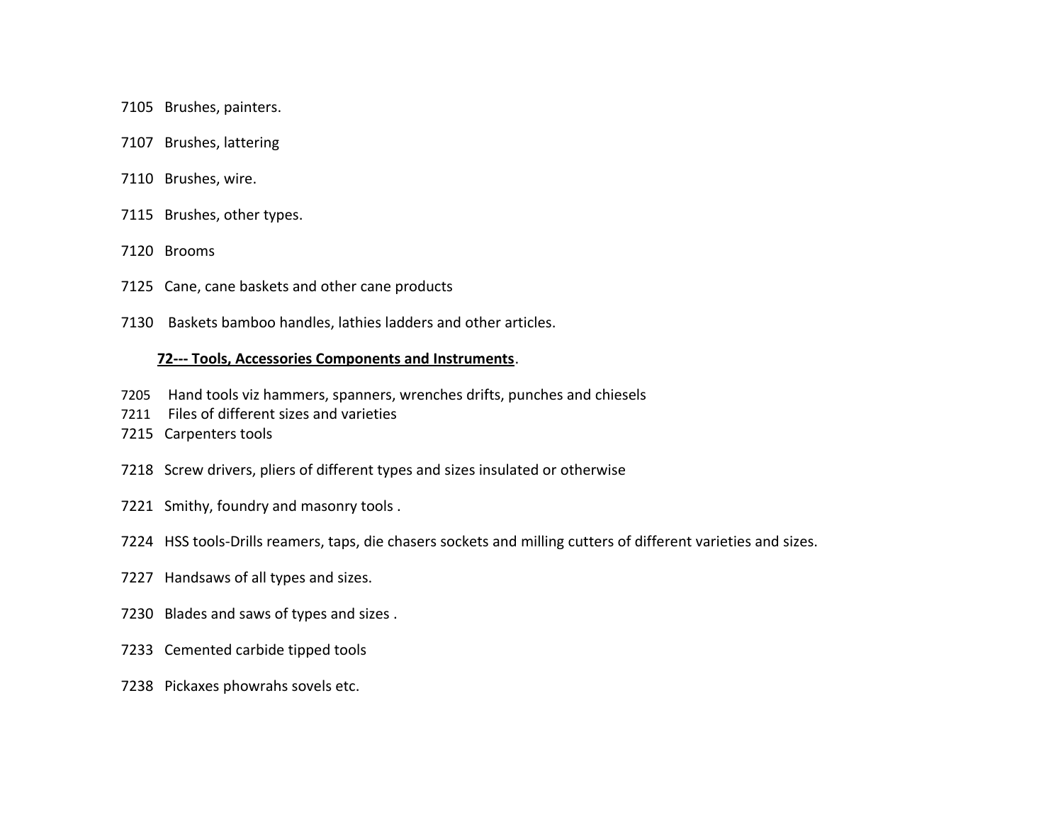7105 Brushes, painters.

7107 Brushes, lattering

7110 Brushes, wire.

7115 Brushes, other types.

7120 Brooms

7125 Cane, cane baskets and other cane products

7130 Baskets bamboo handles, lathies ladders and other articles.

**<u>72--- Tools, Accessories Components and Instruments</u>**.

7205 Hand tools viz hammers, spanners, wrenches drifts, punches and chiesels
7211 Files of different sizes and varieties
7215 Carpenters tools

7218 Screw drivers, pliers of different types and sizes insulated or otherwise

7221 Smithy, foundry and masonry tools .

7224 HSS tools-Drills reamers, taps, die chasers sockets and milling cutters of different varieties and sizes.

7227 Handsaws of all types and sizes.

7230 Blades and saws of types and sizes .

7233 Cemented carbide tipped tools

7238 Pickaxes phowrahs sovels etc.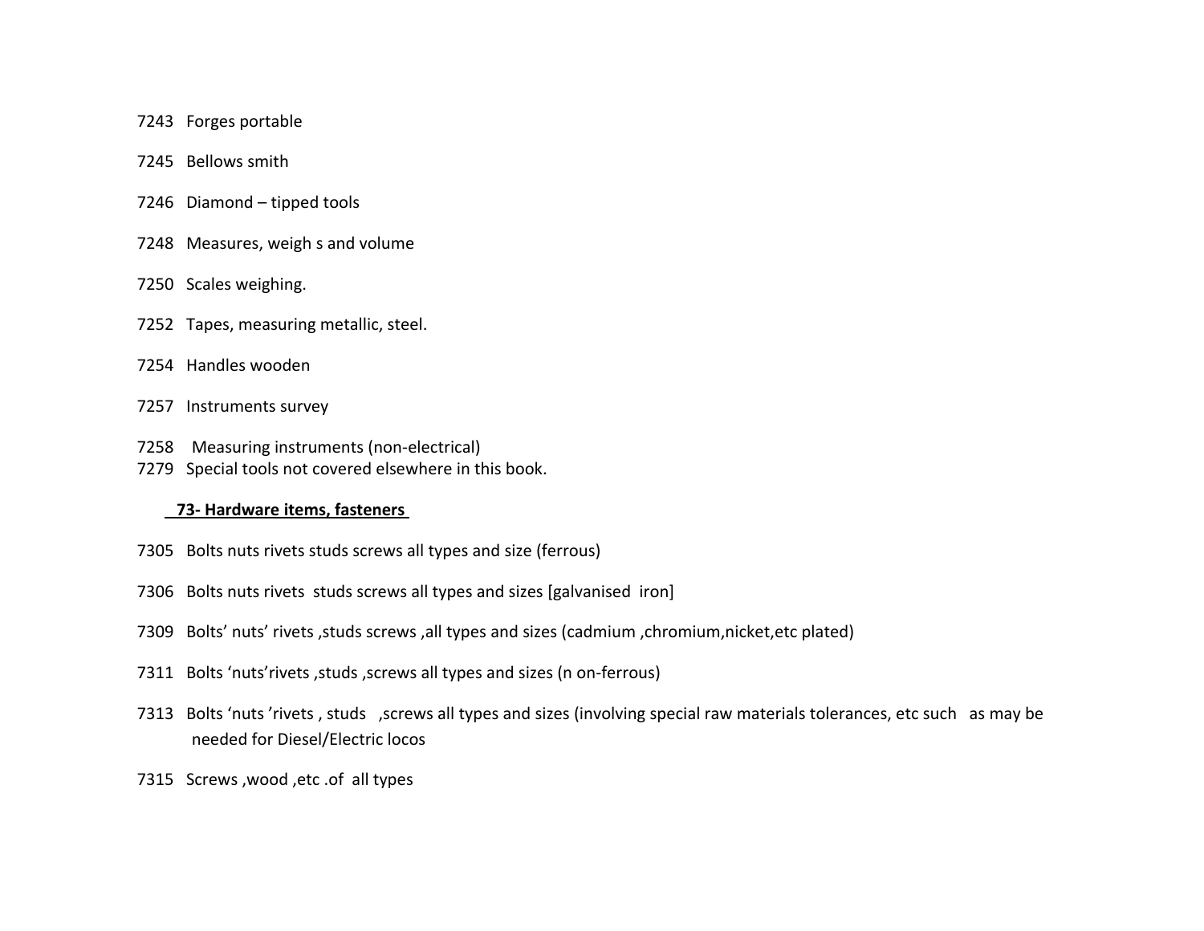7243 Forges portable

7245 Bellows smith

7246 Diamond – tipped tools

7248 Measures, weigh s and volume

7250 Scales weighing.

7252 Tapes, measuring metallic, steel.

7254 Handles wooden

7257 Instruments survey

7258 Measuring instruments (non-electrical)
7279 Special tools not covered elsewhere in this book.

**73- Hardware items, fasteners**

7305 Bolts nuts rivets studs screws all types and size (ferrous)

7306 Bolts nuts rivets studs screws all types and sizes [galvanised iron]

7309 Bolts' nuts' rivets ,studs screws ,all types and sizes (cadmium ,chromium,nicket,etc plated)

7311 Bolts 'nuts'rivets ,studs ,screws all types and sizes (n on-ferrous)

7313 Bolts 'nuts 'rivets , studs ,screws all types and sizes (involving special raw materials tolerances, etc such as may be needed for Diesel/Electric locos

7315 Screws ,wood ,etc .of all types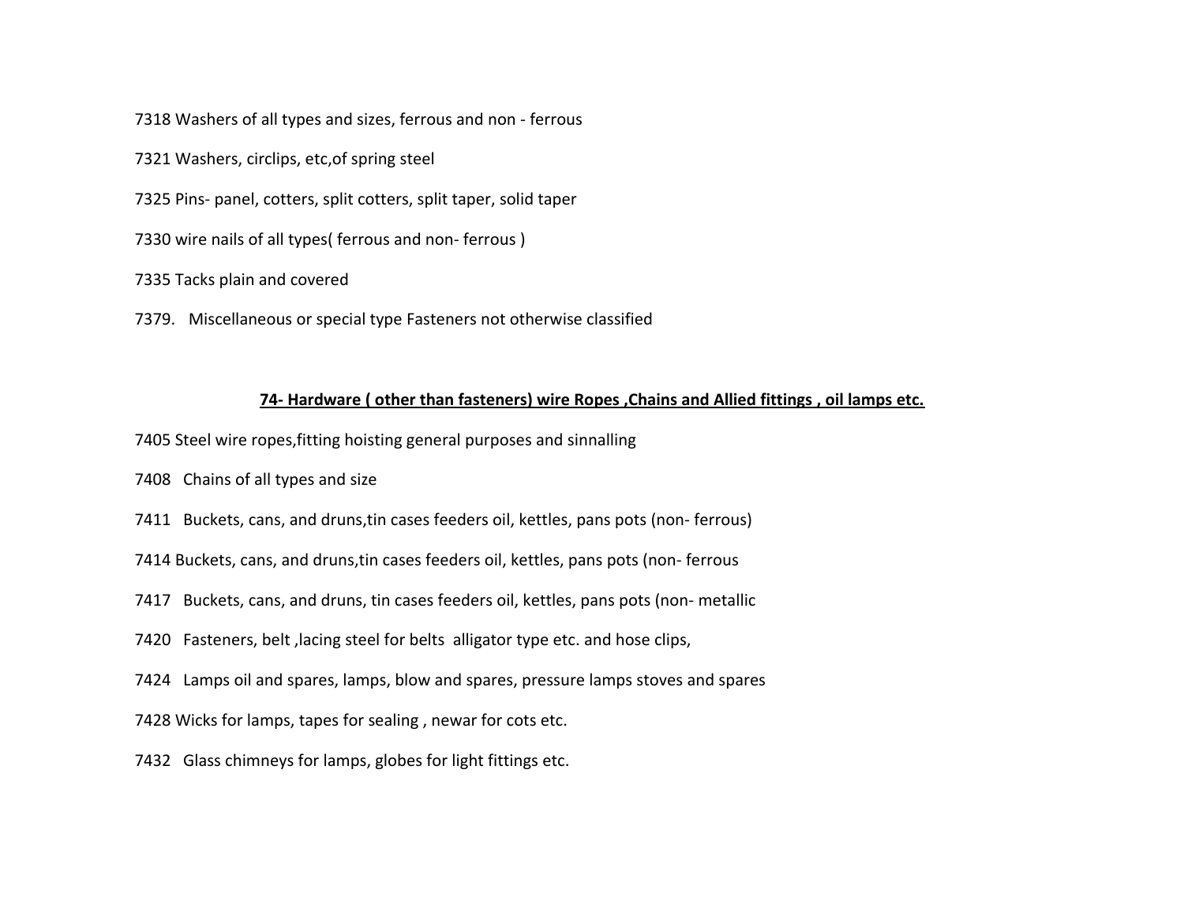7318 Washers of all types and sizes, ferrous and non - ferrous

7321 Washers, circlips, etc,of spring steel

7325 Pins- panel, cotters, split cotters, split taper, solid taper

7330 wire nails of all types( ferrous and non- ferrous )

7335 Tacks plain and covered

7379. Miscellaneous or special type Fasteners not otherwise classified

## 74- Hardware ( other than fasteners) wire Ropes ,Chains and Allied fittings , oil lamps etc.

7405 Steel wire ropes,fitting hoisting general purposes and sinnalling

7408 Chains of all types and size

7411 Buckets, cans, and druns,tin cases feeders oil, kettles, pans pots (non- ferrous)

7414 Buckets, cans, and druns,tin cases feeders oil, kettles, pans pots (non- ferrous

7417 Buckets, cans, and druns, tin cases feeders oil, kettles, pans pots (non- metallic

7420 Fasteners, belt ,lacing steel for belts alligator type etc. and hose clips,

7424 Lamps oil and spares, lamps, blow and spares, pressure lamps stoves and spares

7428 Wicks for lamps, tapes for sealing , newar for cots etc.

7432 Glass chimneys for lamps, globes for light fittings etc.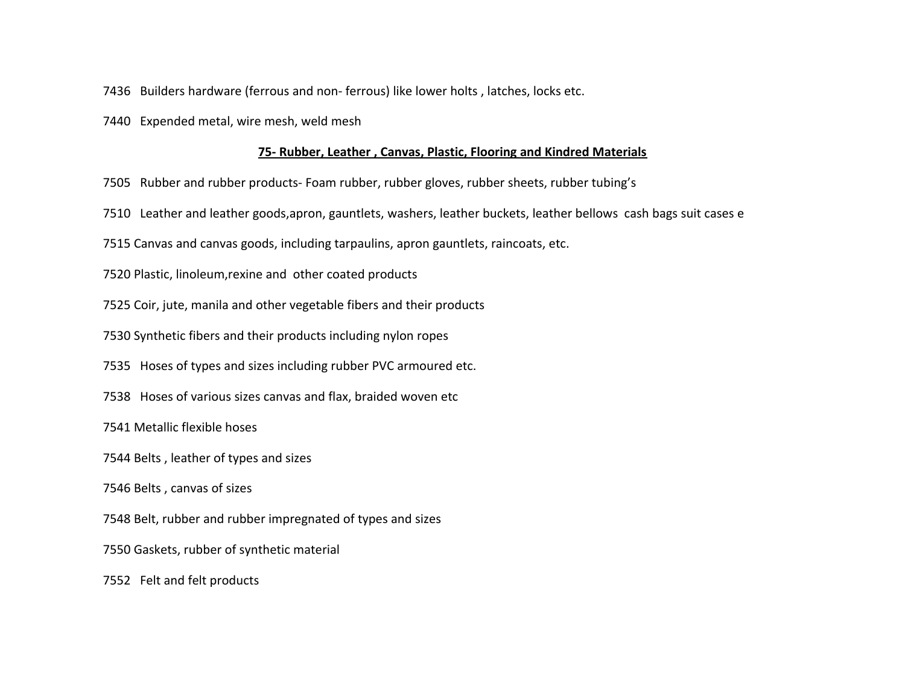7436   Builders hardware (ferrous and non- ferrous) like lower holts , latches, locks etc.

7440   Expended metal, wire mesh, weld mesh

## 75- Rubber, Leather , Canvas, Plastic, Flooring and Kindred Materials

7505   Rubber and rubber products- Foam rubber, rubber gloves, rubber sheets, rubber tubing's

7510   Leather and leather goods,apron, gauntlets, washers, leather buckets, leather bellows  cash bags suit cases e

7515 Canvas and canvas goods, including tarpaulins, apron gauntlets, raincoats, etc.

7520 Plastic, linoleum,rexine and  other coated products

7525 Coir, jute, manila and other vegetable fibers and their products

7530 Synthetic fibers and their products including nylon ropes

7535   Hoses of types and sizes including rubber PVC armoured etc.

7538   Hoses of various sizes canvas and flax, braided woven etc

7541 Metallic flexible hoses

7544 Belts , leather of types and sizes

7546 Belts , canvas of sizes

7548 Belt, rubber and rubber impregnated of types and sizes

7550 Gaskets, rubber of synthetic material

7552   Felt and felt products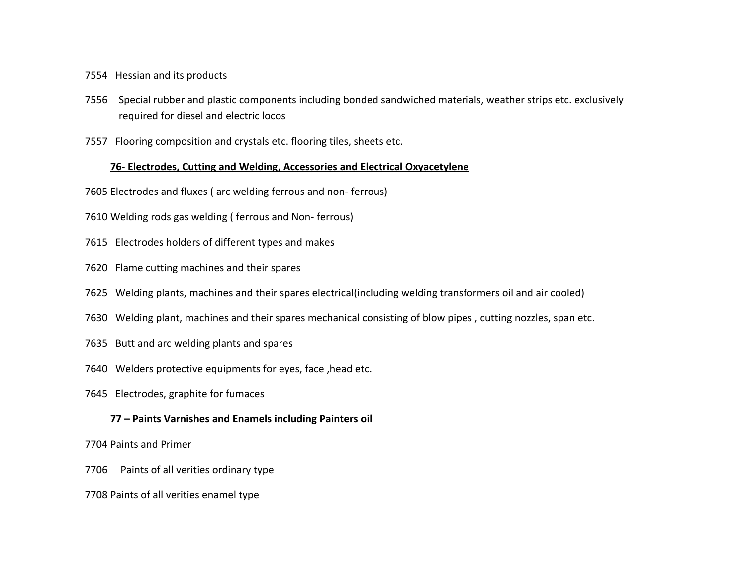7554 Hessian and its products

7556 Special rubber and plastic components including bonded sandwiched materials, weather strips etc. exclusively required for diesel and electric locos

7557 Flooring composition and crystals etc. flooring tiles, sheets etc.

**76- Electrodes, Cutting and Welding, Accessories and Electrical Oxyacetylene**

7605 Electrodes and fluxes ( arc welding ferrous and non- ferrous)

7610 Welding rods gas welding ( ferrous and Non- ferrous)

7615 Electrodes holders of different types and makes

7620 Flame cutting machines and their spares

7625 Welding plants, machines and their spares electrical(including welding transformers oil and air cooled)

7630 Welding plant, machines and their spares mechanical consisting of blow pipes , cutting nozzles, span etc.

7635 Butt and arc welding plants and spares

7640 Welders protective equipments for eyes, face ,head etc.

7645 Electrodes, graphite for fumaces

**77 – Paints Varnishes and Enamels including Painters oil**

7704 Paints and Primer

7706 Paints of all verities ordinary type

7708 Paints of all verities enamel type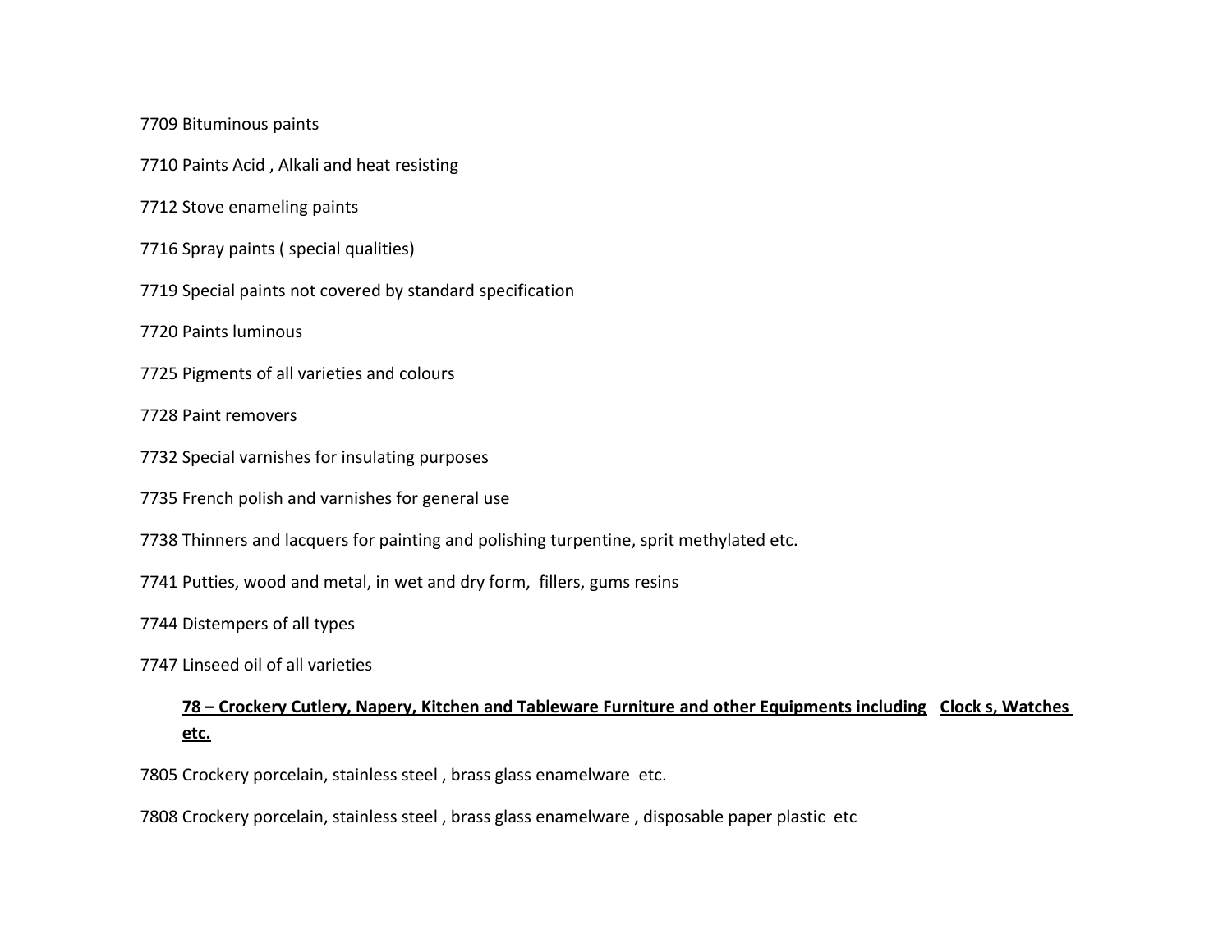7709 Bituminous paints

7710 Paints Acid , Alkali and heat resisting

7712 Stove enameling paints

7716 Spray paints ( special qualities)

7719 Special paints not covered by standard specification

7720 Paints luminous

7725 Pigments of all varieties and colours

7728 Paint removers

7732 Special varnishes for insulating purposes

7735 French polish and varnishes for general use

7738 Thinners and lacquers for painting and polishing turpentine, sprit methylated etc.

7741 Putties, wood and metal, in wet and dry form, fillers, gums resins

7744 Distempers of all types

7747 Linseed oil of all varieties

**78 – Crockery Cutlery, Napery, Kitchen and Tableware Furniture and other Equipments including Clock s, Watches etc.**

7805 Crockery porcelain, stainless steel , brass glass enamelware etc.

7808 Crockery porcelain, stainless steel , brass glass enamelware , disposable paper plastic etc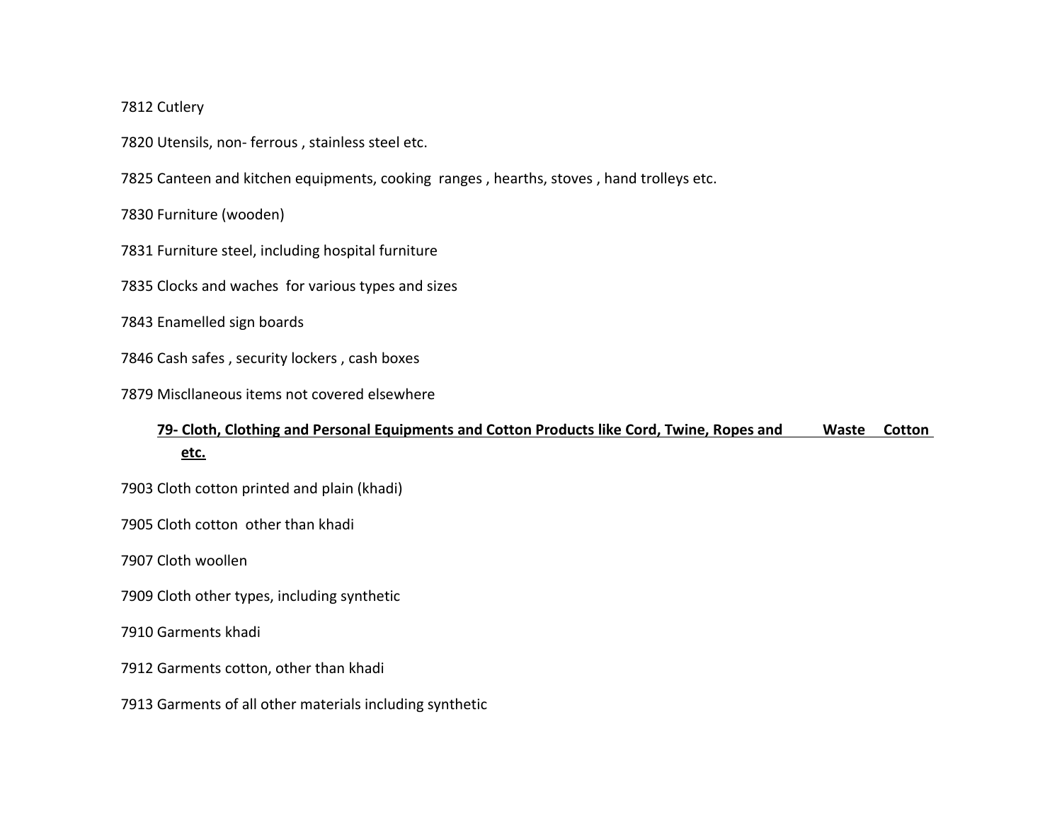7812 Cutlery

7820 Utensils, non- ferrous , stainless steel etc.

7825 Canteen and kitchen equipments, cooking ranges , hearths, stoves , hand trolleys etc.

7830 Furniture (wooden)

7831 Furniture steel, including hospital furniture

7835 Clocks and waches for various types and sizes

7843 Enamelled sign boards

7846 Cash safes , security lockers , cash boxes

7879 Miscllaneous items not covered elsewhere

**79- Cloth, Clothing and Personal Equipments and Cotton Products like Cord, Twine, Ropes and Waste Cotton etc.**

7903 Cloth cotton printed and plain (khadi)

7905 Cloth cotton other than khadi

7907 Cloth woollen

7909 Cloth other types, including synthetic

7910 Garments khadi

7912 Garments cotton, other than khadi

7913 Garments of all other materials including synthetic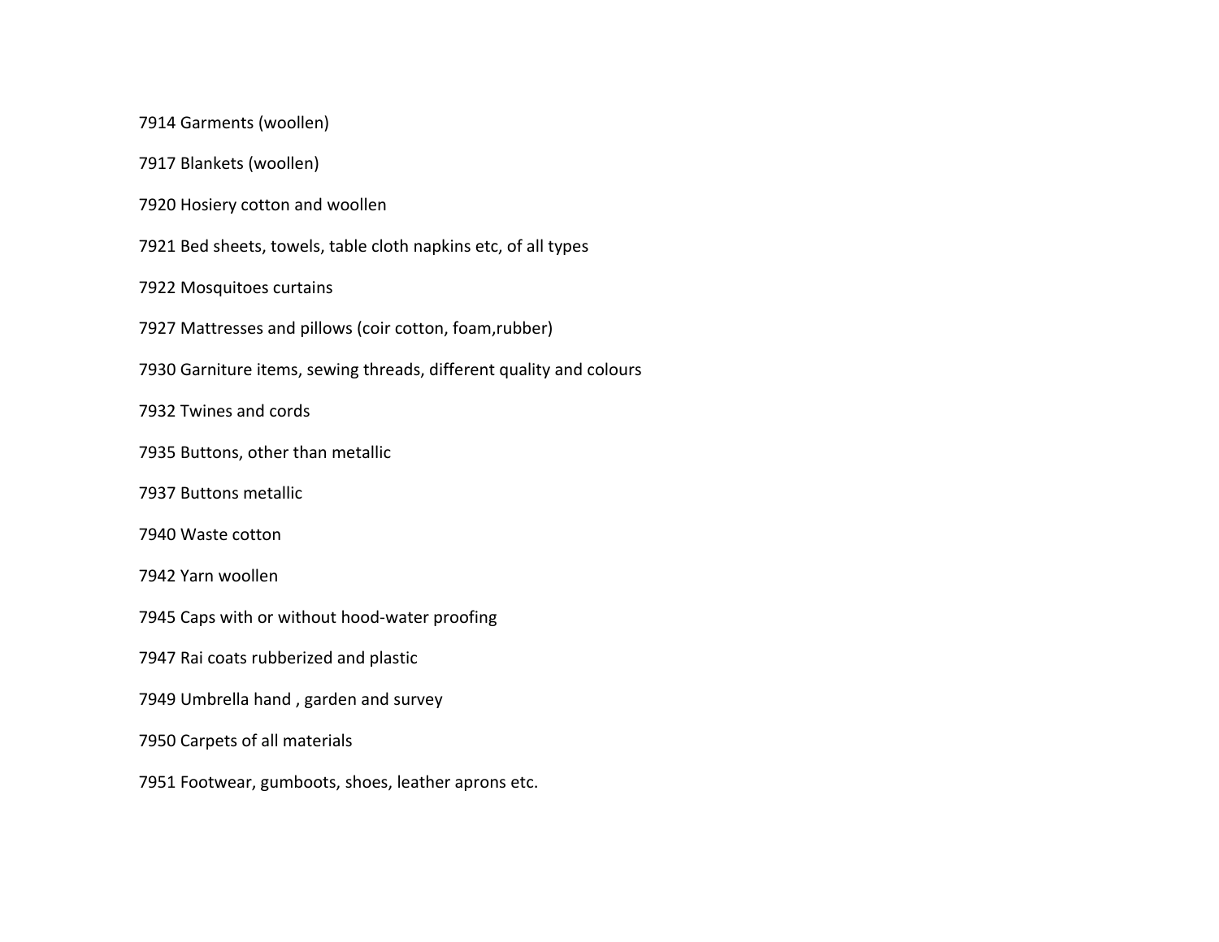7914 Garments (woollen)

7917 Blankets (woollen)

7920 Hosiery cotton and woollen

7921 Bed sheets, towels, table cloth napkins etc, of all types

7922 Mosquitoes curtains

7927 Mattresses and pillows (coir cotton, foam,rubber)

7930 Garniture items, sewing threads, different quality and colours

7932 Twines and cords

7935 Buttons, other than metallic

7937 Buttons metallic

7940 Waste cotton

7942 Yarn woollen

7945 Caps with or without hood-water proofing

7947 Rai coats rubberized and plastic

7949 Umbrella hand , garden and survey

7950 Carpets of all materials

7951 Footwear, gumboots, shoes, leather aprons etc.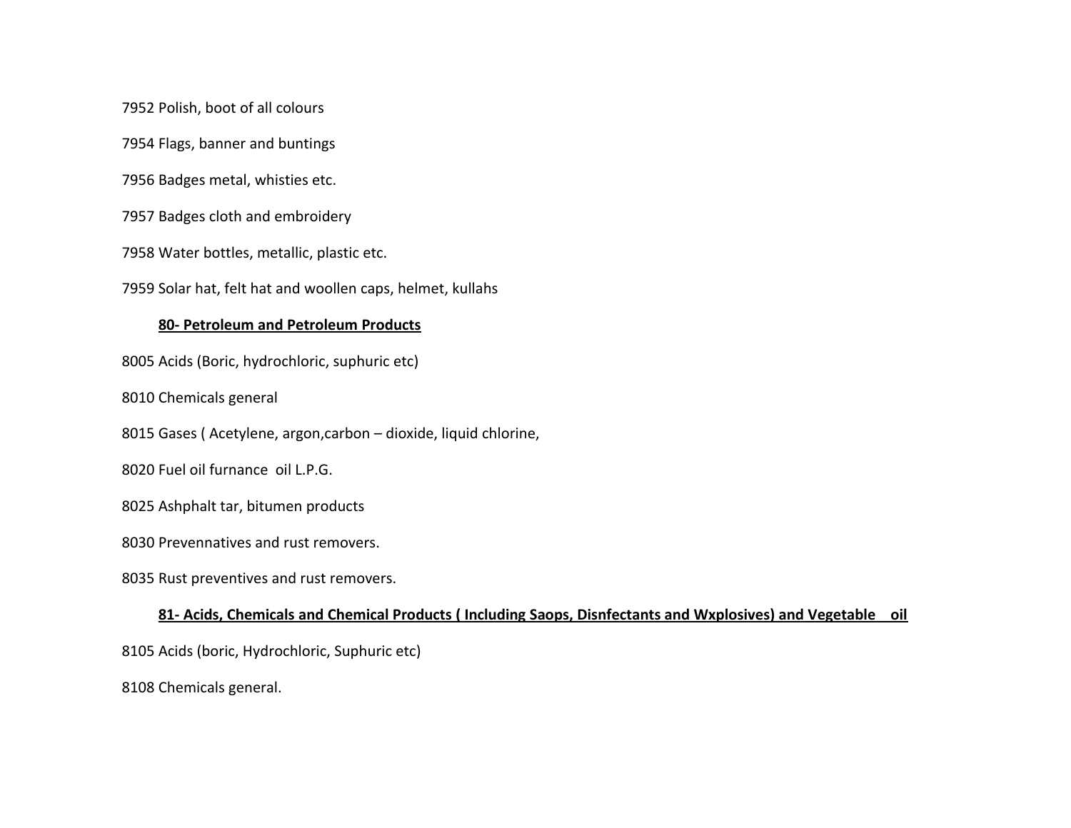7952 Polish, boot of all colours

7954 Flags, banner and buntings

7956 Badges metal, whisties etc.

7957 Badges cloth and embroidery

7958 Water bottles, metallic, plastic etc.

7959 Solar hat, felt hat and woollen caps, helmet, kullahs

**80- Petroleum and Petroleum Products**

8005 Acids (Boric, hydrochloric, suphuric etc)

8010 Chemicals general

8015 Gases ( Acetylene, argon,carbon – dioxide, liquid chlorine,

8020 Fuel oil furnance oil L.P.G.

8025 Ashphalt tar, bitumen products

8030 Prevennatives and rust removers.

8035 Rust preventives and rust removers.

**81- Acids, Chemicals and Chemical Products ( Including Saops, Disnfectants and Wxplosives) and Vegetable oil**

8105 Acids (boric, Hydrochloric, Suphuric etc)

8108 Chemicals general.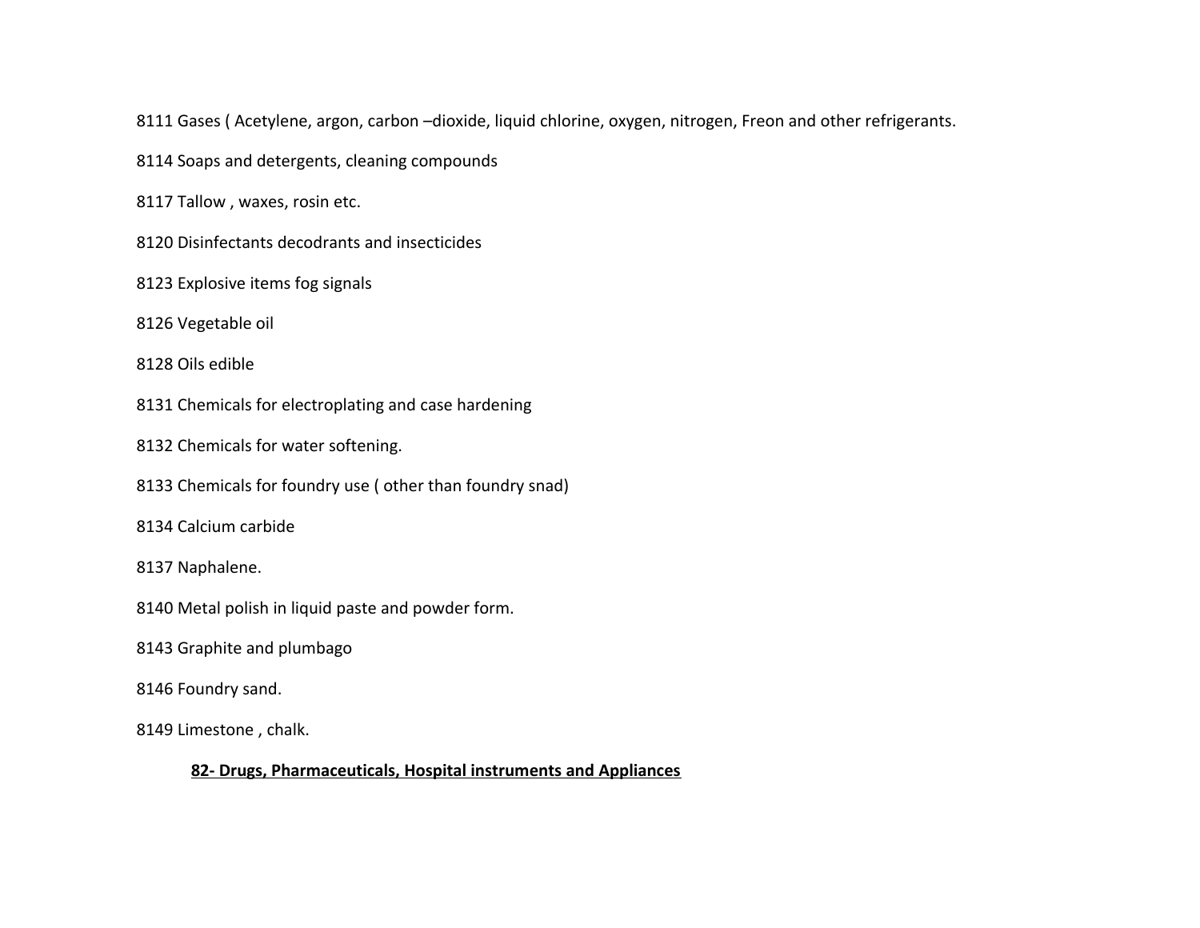8111 Gases ( Acetylene, argon, carbon –dioxide, liquid chlorine, oxygen, nitrogen, Freon and other refrigerants.

8114 Soaps and detergents, cleaning compounds

8117 Tallow , waxes, rosin etc.

8120 Disinfectants decodrants and insecticides

8123 Explosive items fog signals

8126 Vegetable oil

8128 Oils edible

8131 Chemicals for electroplating and case hardening

8132 Chemicals for water softening.

8133 Chemicals for foundry use ( other than foundry snad)

8134 Calcium carbide

8137 Naphalene.

8140 Metal polish in liquid paste and powder form.

8143 Graphite and plumbago

8146 Foundry sand.

8149 Limestone , chalk.

**82- Drugs, Pharmaceuticals, Hospital instruments and Appliances**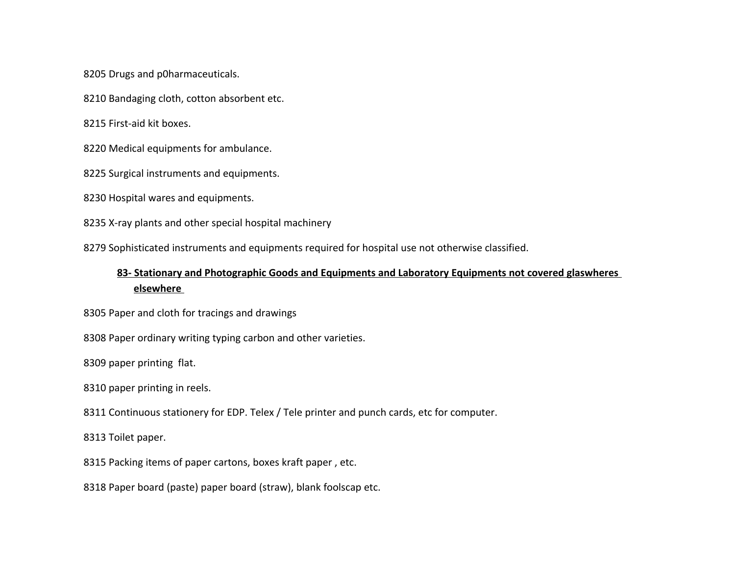8205 Drugs and p0harmaceuticals.

8210 Bandaging cloth, cotton absorbent etc.

8215 First-aid kit boxes.

8220 Medical equipments for ambulance.

8225 Surgical instruments and equipments.

8230 Hospital wares and equipments.

8235 X-ray plants and other special hospital machinery

8279 Sophisticated instruments and equipments required for hospital use not otherwise classified.

### **83- Stationary and Photographic Goods and Equipments and Laboratory Equipments not covered glaswheres elsewhere**

8305 Paper and cloth for tracings and drawings

8308 Paper ordinary writing typing carbon and other varieties.

8309 paper printing flat.

8310 paper printing in reels.

8311 Continuous stationery for EDP. Telex / Tele printer and punch cards, etc for computer.

8313 Toilet paper.

8315 Packing items of paper cartons, boxes kraft paper , etc.

8318 Paper board (paste) paper board (straw), blank foolscap etc.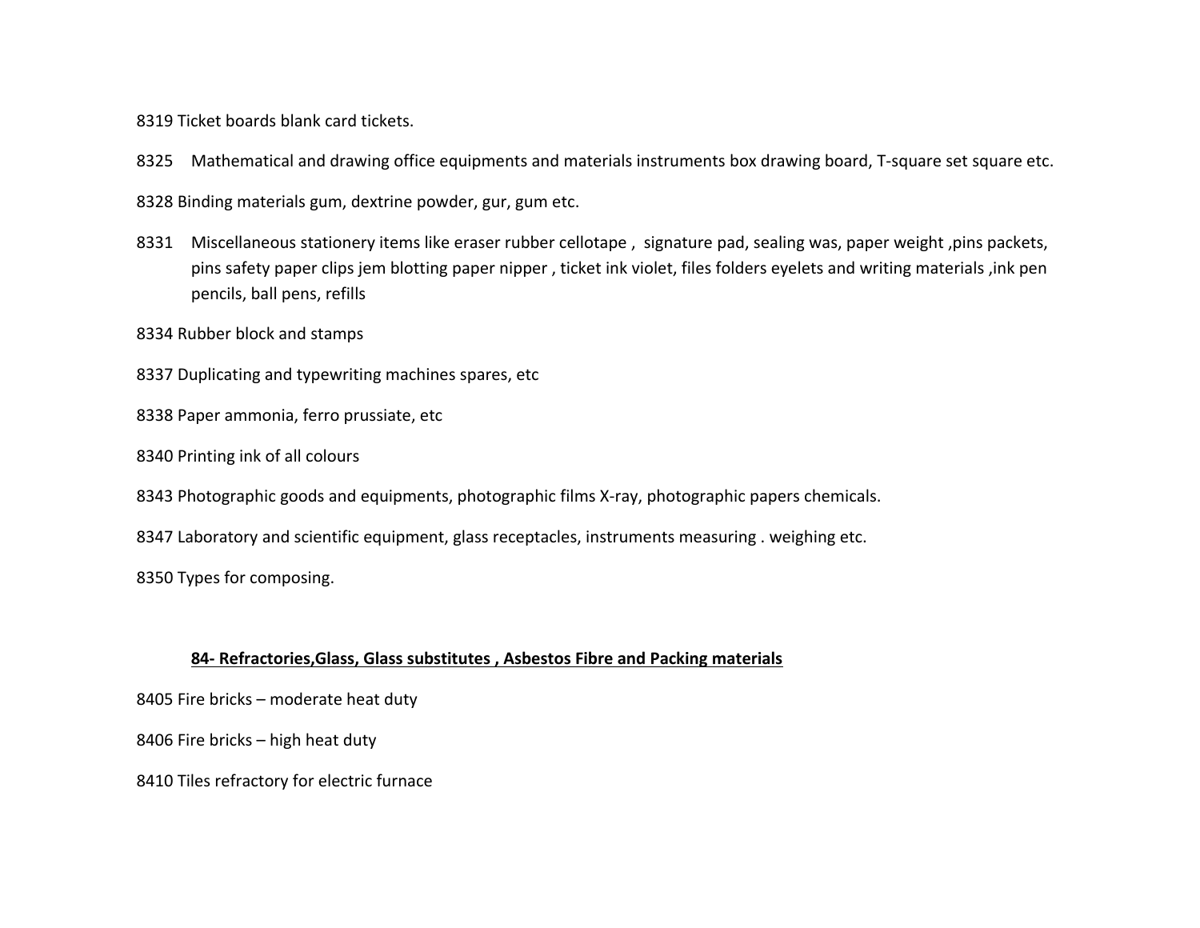8319 Ticket boards blank card tickets.

8325 Mathematical and drawing office equipments and materials instruments box drawing board, T-square set square etc.

8328 Binding materials gum, dextrine powder, gur, gum etc.

8331 Miscellaneous stationery items like eraser rubber cellotape , signature pad, sealing was, paper weight ,pins packets, pins safety paper clips jem blotting paper nipper , ticket ink violet, files folders eyelets and writing materials ,ink pen pencils, ball pens, refills

8334 Rubber block and stamps

8337 Duplicating and typewriting machines spares, etc

8338 Paper ammonia, ferro prussiate, etc

8340 Printing ink of all colours

8343 Photographic goods and equipments, photographic films X-ray, photographic papers chemicals.

8347 Laboratory and scientific equipment, glass receptacles, instruments measuring . weighing etc.

8350 Types for composing.

**84- Refractories,Glass, Glass substitutes , Asbestos Fibre and Packing materials**

8405 Fire bricks – moderate heat duty

8406 Fire bricks – high heat duty

8410 Tiles refractory for electric furnace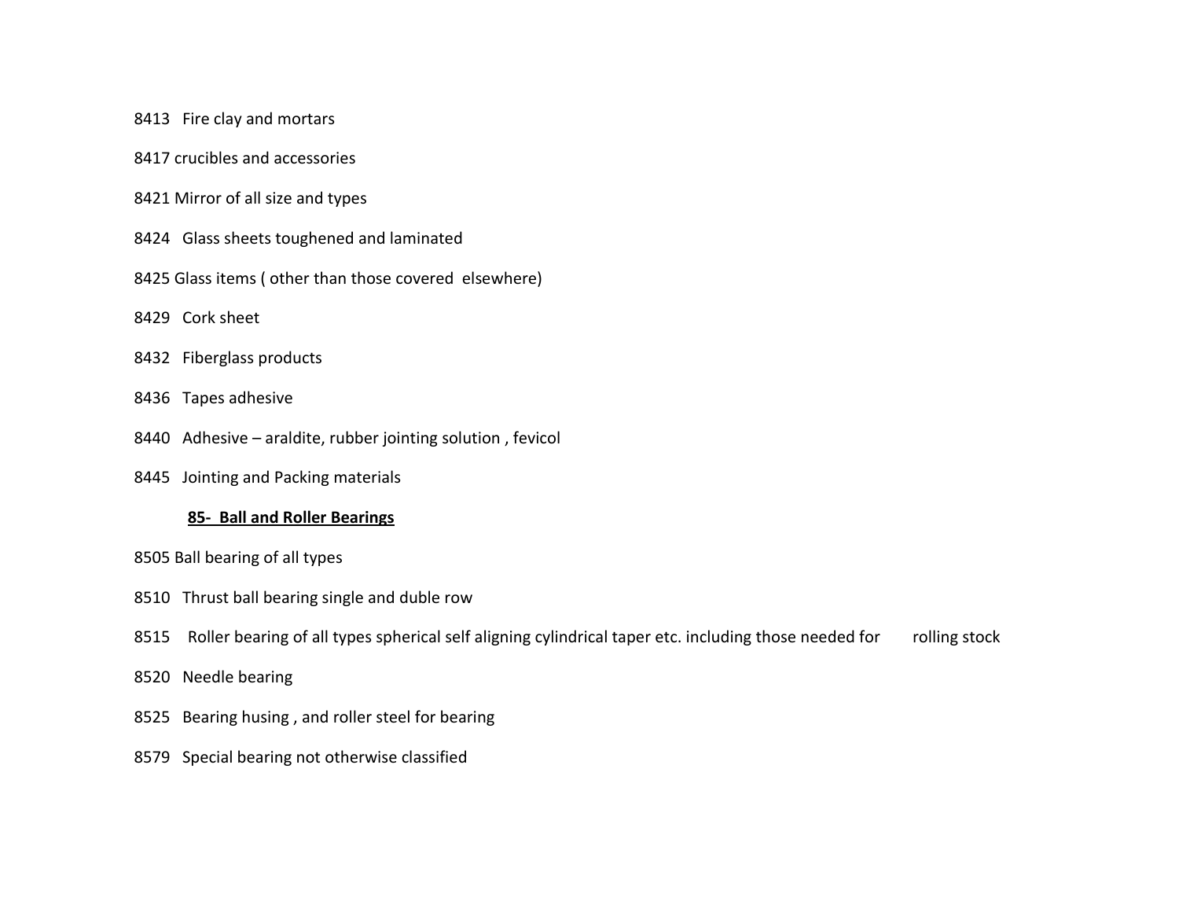8413 Fire clay and mortars

8417 crucibles and accessories

8421 Mirror of all size and types

8424 Glass sheets toughened and laminated

8425 Glass items ( other than those covered elsewhere)

8429 Cork sheet

8432 Fiberglass products

8436 Tapes adhesive

8440 Adhesive – araldite, rubber jointing solution , fevicol

8445 Jointing and Packing materials

**<u>85- Ball and Roller Bearings</u>**

8505 Ball bearing of all types

8510 Thrust ball bearing single and duble row

8515 Roller bearing of all types spherical self aligning cylindrical taper etc. including those needed for rolling stock

8520 Needle bearing

8525 Bearing husing , and roller steel for bearing

8579 Special bearing not otherwise classified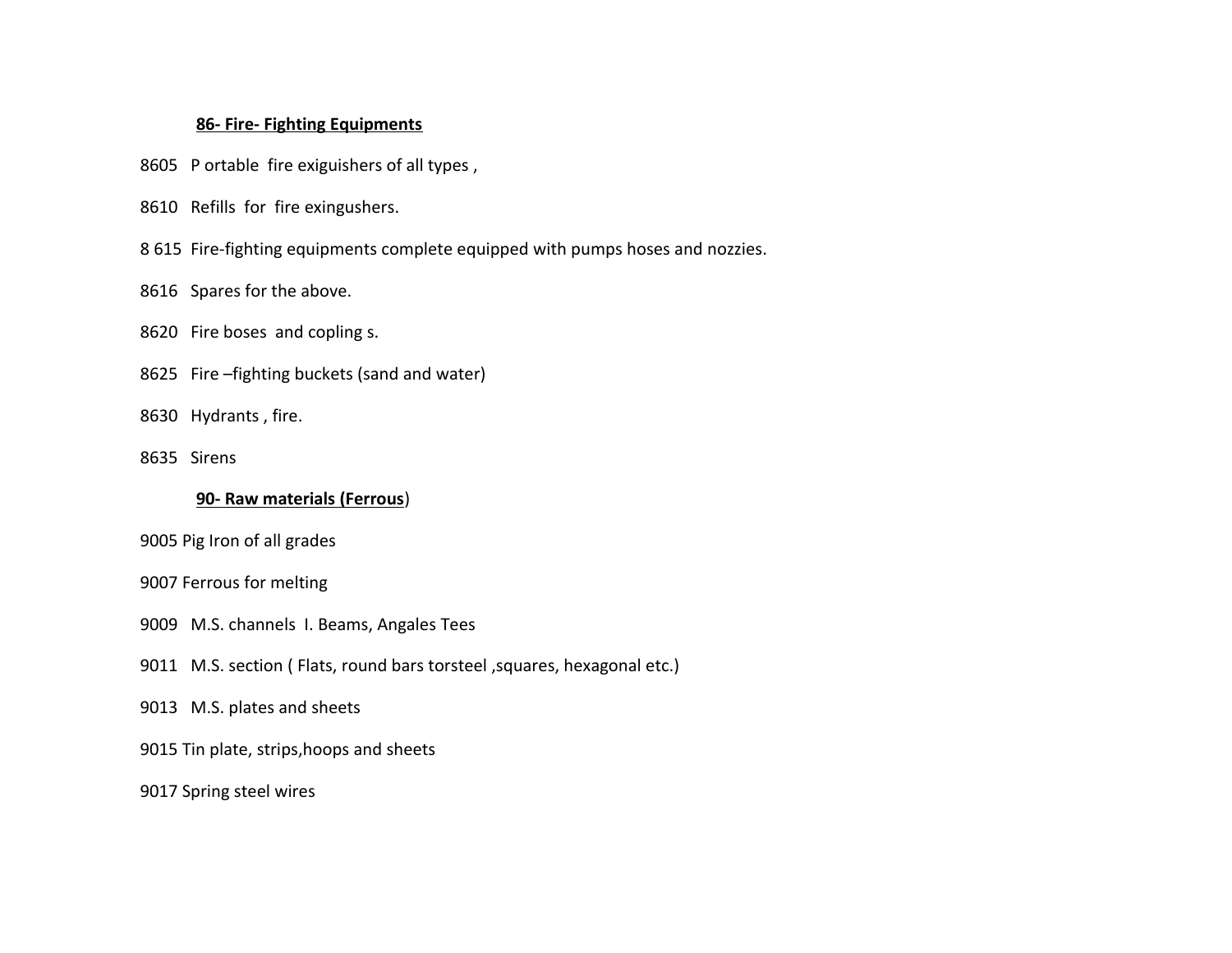**86- Fire- Fighting Equipments**

8605 P ortable fire exiguishers of all types ,

8610 Refills for fire exingushers.

8 615 Fire-fighting equipments complete equipped with pumps hoses and nozzies.

8616 Spares for the above.

8620 Fire boses and copling s.

8625 Fire –fighting buckets (sand and water)

8630 Hydrants , fire.

8635 Sirens

**90- Raw materials (Ferrous**)

9005 Pig Iron of all grades

9007 Ferrous for melting

9009 M.S. channels I. Beams, Angales Tees

9011 M.S. section ( Flats, round bars torsteel ,squares, hexagonal etc.)

9013 M.S. plates and sheets

9015 Tin plate, strips,hoops and sheets

9017 Spring steel wires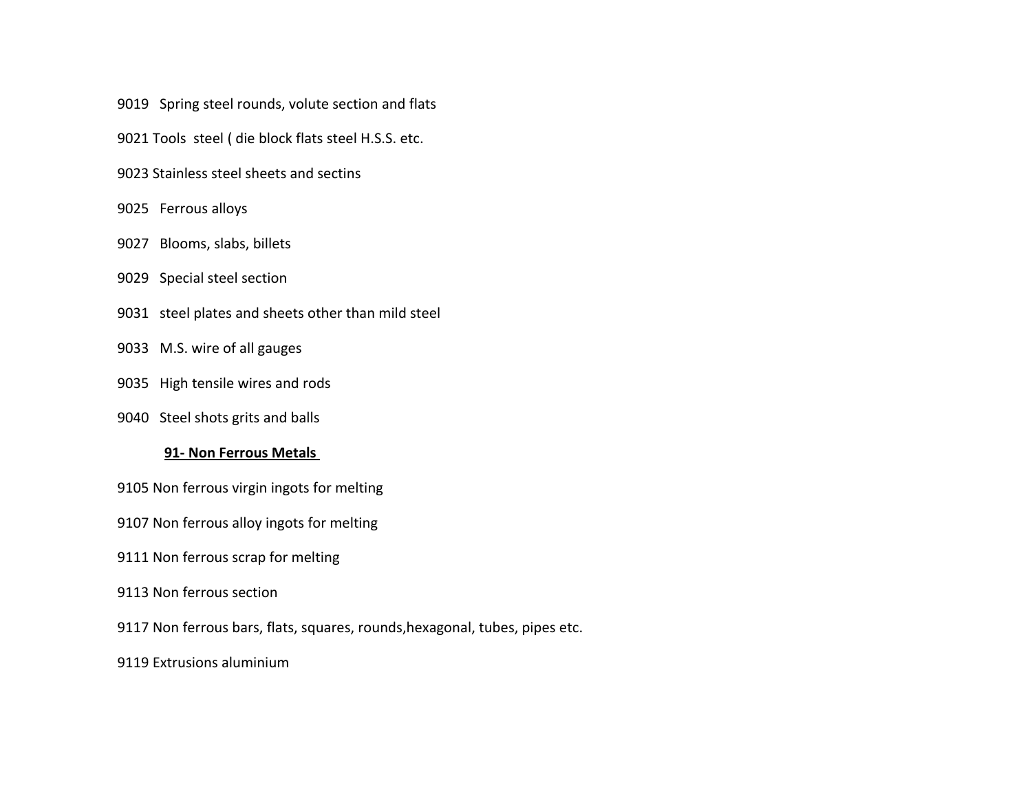9019 Spring steel rounds, volute section and flats

9021 Tools steel ( die block flats steel H.S.S. etc.

9023 Stainless steel sheets and sectins

9025 Ferrous alloys

9027 Blooms, slabs, billets

9029 Special steel section

9031 steel plates and sheets other than mild steel

9033 M.S. wire of all gauges

9035 High tensile wires and rods

9040 Steel shots grits and balls

**91- Non Ferrous Metals**

9105 Non ferrous virgin ingots for melting

9107 Non ferrous alloy ingots for melting

9111 Non ferrous scrap for melting

9113 Non ferrous section

9117 Non ferrous bars, flats, squares, rounds,hexagonal, tubes, pipes etc.

9119 Extrusions aluminium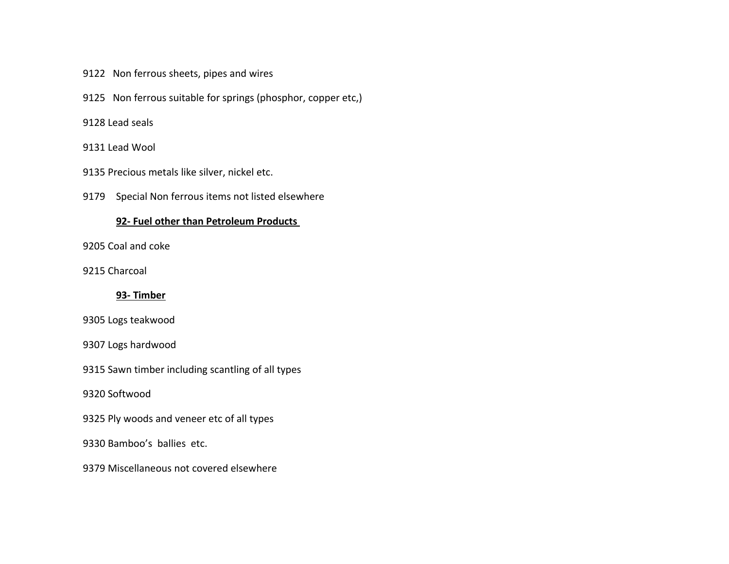9122 Non ferrous sheets, pipes and wires

9125 Non ferrous suitable for springs (phosphor, copper etc,)

9128 Lead seals

9131 Lead Wool

9135 Precious metals like silver, nickel etc.

9179 Special Non ferrous items not listed elsewhere

**92- Fuel other than Petroleum Products**

9205 Coal and coke

9215 Charcoal

**93- Timber**

9305 Logs teakwood

9307 Logs hardwood

9315 Sawn timber including scantling of all types

9320 Softwood

9325 Ply woods and veneer etc of all types

9330 Bamboo's ballies etc.

9379 Miscellaneous not covered elsewhere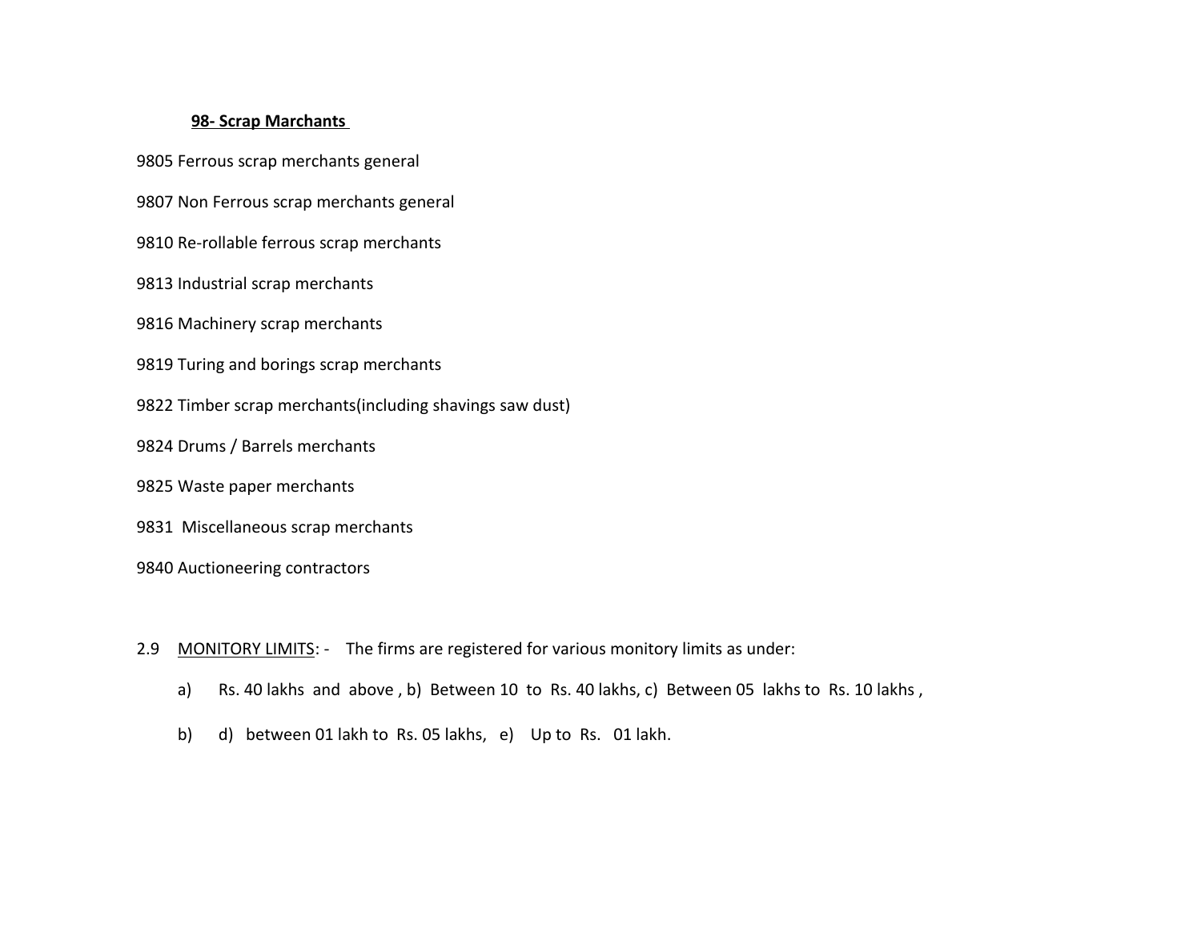**<u>98- Scrap Marchants</u>**

9805 Ferrous scrap merchants general

9807 Non Ferrous scrap merchants general

9810 Re-rollable ferrous scrap merchants

9813 Industrial scrap merchants

9816 Machinery scrap merchants

9819 Turing and borings scrap merchants

9822 Timber scrap merchants(including shavings saw dust)

9824 Drums / Barrels merchants

9825 Waste paper merchants

9831 Miscellaneous scrap merchants

9840 Auctioneering contractors

2.9 <u>MONITORY LIMITS</u>: - The firms are registered for various monitory limits as under:

a) Rs. 40 lakhs and above , b) Between 10 to Rs. 40 lakhs, c) Between 05 lakhs to Rs. 10 lakhs ,

b) d) between 01 lakh to Rs. 05 lakhs, e) Up to Rs. 01 lakh.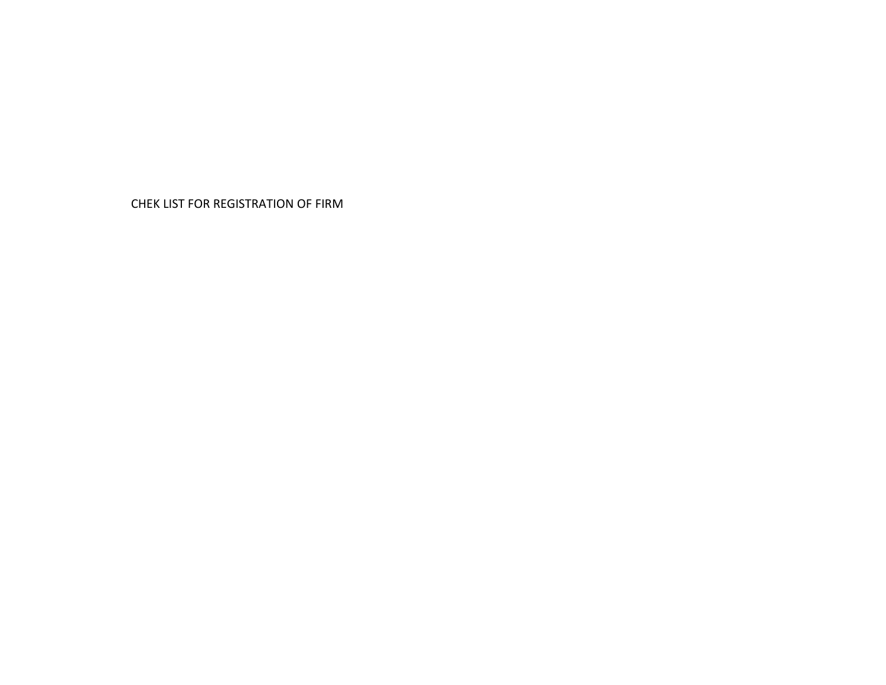CHEK LIST FOR REGISTRATION OF FIRM